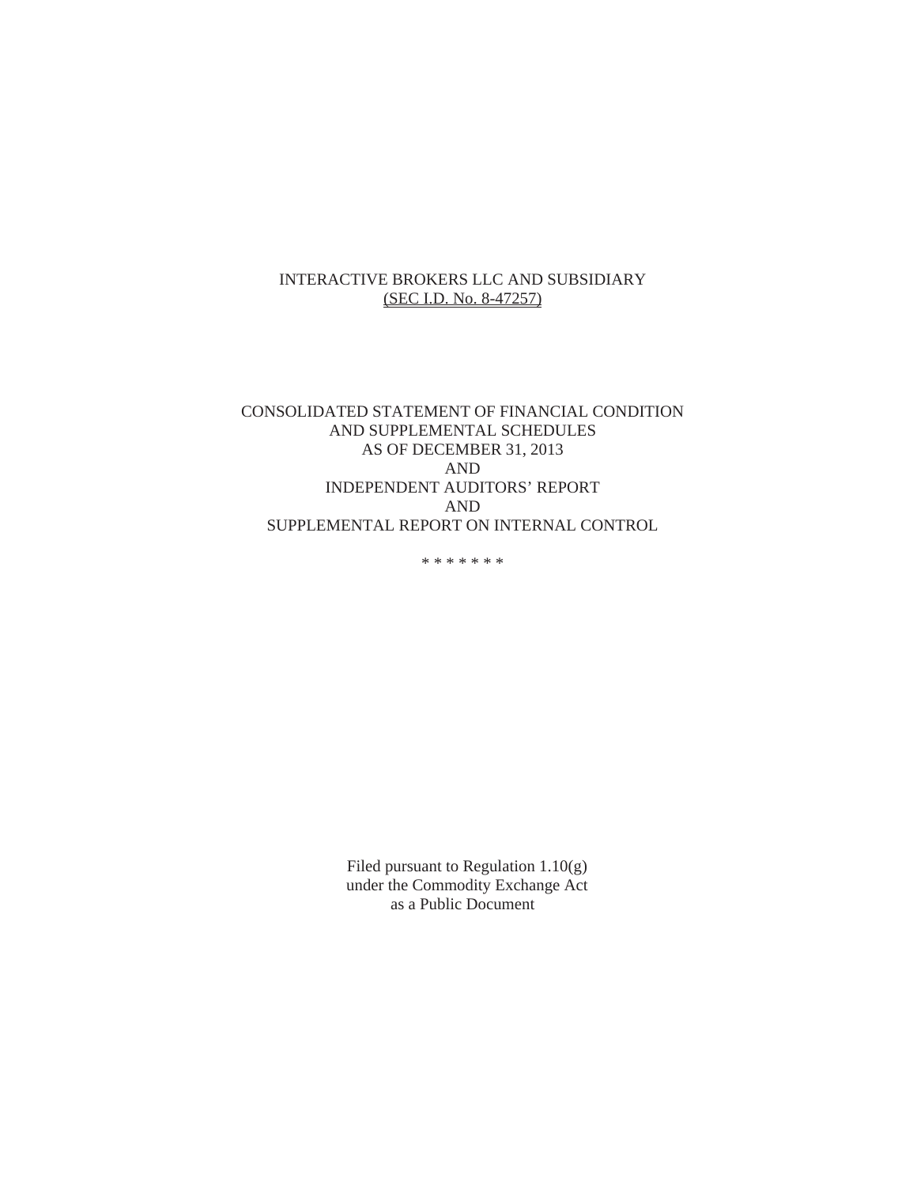INTERACTIVE BROKERS LLC AND SUBSIDIARY
(SEC I.D. No. 8-47257)

CONSOLIDATED STATEMENT OF FINANCIAL CONDITION
AND SUPPLEMENTAL SCHEDULES
AS OF DECEMBER 31, 2013
AND
INDEPENDENT AUDITORS' REPORT
AND
SUPPLEMENTAL REPORT ON INTERNAL CONTROL

* * * * * * *

Filed pursuant to Regulation 1.10(g)
under the Commodity Exchange Act
as a Public Document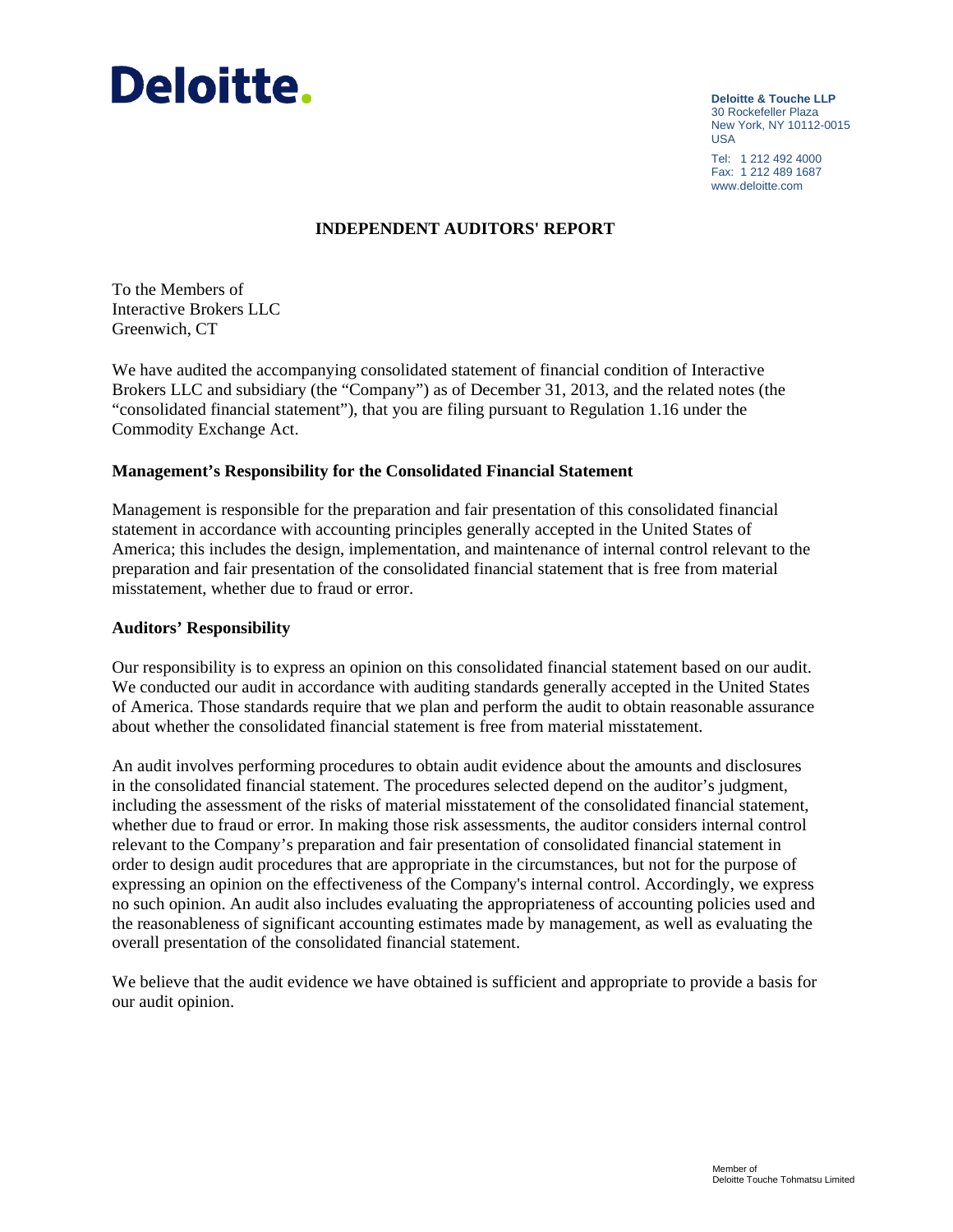Deloitte.

**Deloitte & Touche LLP**
30 Rockefeller Plaza
New York, NY 10112-0015
USA

Tel: 1 212 492 4000
Fax: 1 212 489 1687
www.deloitte.com

# INDEPENDENT AUDITORS' REPORT

To the Members of
Interactive Brokers LLC
Greenwich, CT

We have audited the accompanying consolidated statement of financial condition of Interactive Brokers LLC and subsidiary (the "Company") as of December 31, 2013, and the related notes (the "consolidated financial statement"), that you are filing pursuant to Regulation 1.16 under the Commodity Exchange Act.

## Management's Responsibility for the Consolidated Financial Statement

Management is responsible for the preparation and fair presentation of this consolidated financial statement in accordance with accounting principles generally accepted in the United States of America; this includes the design, implementation, and maintenance of internal control relevant to the preparation and fair presentation of the consolidated financial statement that is free from material misstatement, whether due to fraud or error.

## Auditors' Responsibility

Our responsibility is to express an opinion on this consolidated financial statement based on our audit. We conducted our audit in accordance with auditing standards generally accepted in the United States of America. Those standards require that we plan and perform the audit to obtain reasonable assurance about whether the consolidated financial statement is free from material misstatement.

An audit involves performing procedures to obtain audit evidence about the amounts and disclosures in the consolidated financial statement. The procedures selected depend on the auditor's judgment, including the assessment of the risks of material misstatement of the consolidated financial statement, whether due to fraud or error. In making those risk assessments, the auditor considers internal control relevant to the Company's preparation and fair presentation of consolidated financial statement in order to design audit procedures that are appropriate in the circumstances, but not for the purpose of expressing an opinion on the effectiveness of the Company's internal control. Accordingly, we express no such opinion. An audit also includes evaluating the appropriateness of accounting policies used and the reasonableness of significant accounting estimates made by management, as well as evaluating the overall presentation of the consolidated financial statement.

We believe that the audit evidence we have obtained is sufficient and appropriate to provide a basis for our audit opinion.

Member of
Deloitte Touche Tohmatsu Limited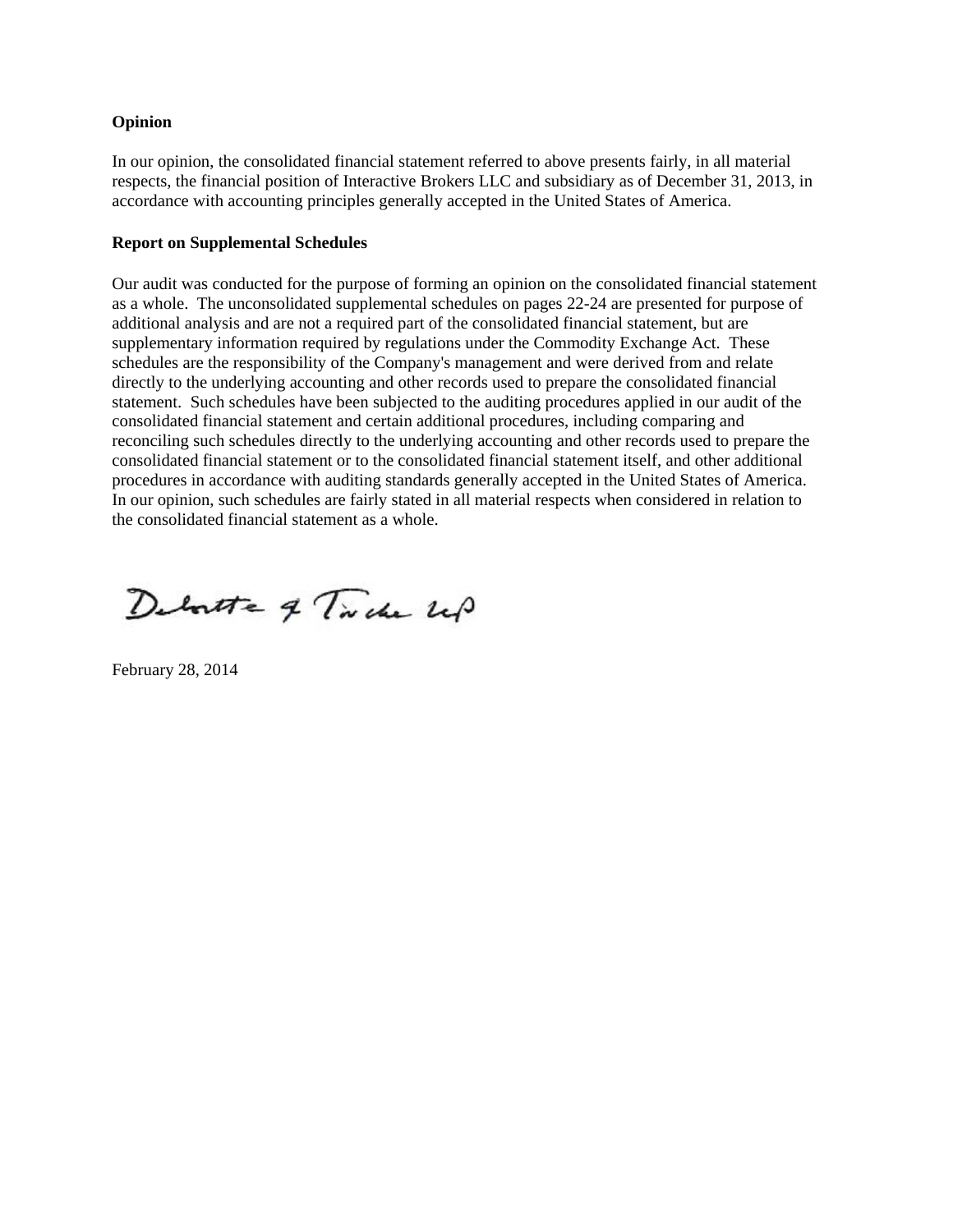**Opinion**

In our opinion, the consolidated financial statement referred to above presents fairly, in all material respects, the financial position of Interactive Brokers LLC and subsidiary as of December 31, 2013, in accordance with accounting principles generally accepted in the United States of America.

**Report on Supplemental Schedules**

Our audit was conducted for the purpose of forming an opinion on the consolidated financial statement as a whole. The unconsolidated supplemental schedules on pages 22-24 are presented for purpose of additional analysis and are not a required part of the consolidated financial statement, but are supplementary information required by regulations under the Commodity Exchange Act. These schedules are the responsibility of the Company's management and were derived from and relate directly to the underlying accounting and other records used to prepare the consolidated financial statement. Such schedules have been subjected to the auditing procedures applied in our audit of the consolidated financial statement and certain additional procedures, including comparing and reconciling such schedules directly to the underlying accounting and other records used to prepare the consolidated financial statement or to the consolidated financial statement itself, and other additional procedures in accordance with auditing standards generally accepted in the United States of America. In our opinion, such schedules are fairly stated in all material respects when considered in relation to the consolidated financial statement as a whole.

Deloitte & Touche LLP

February 28, 2014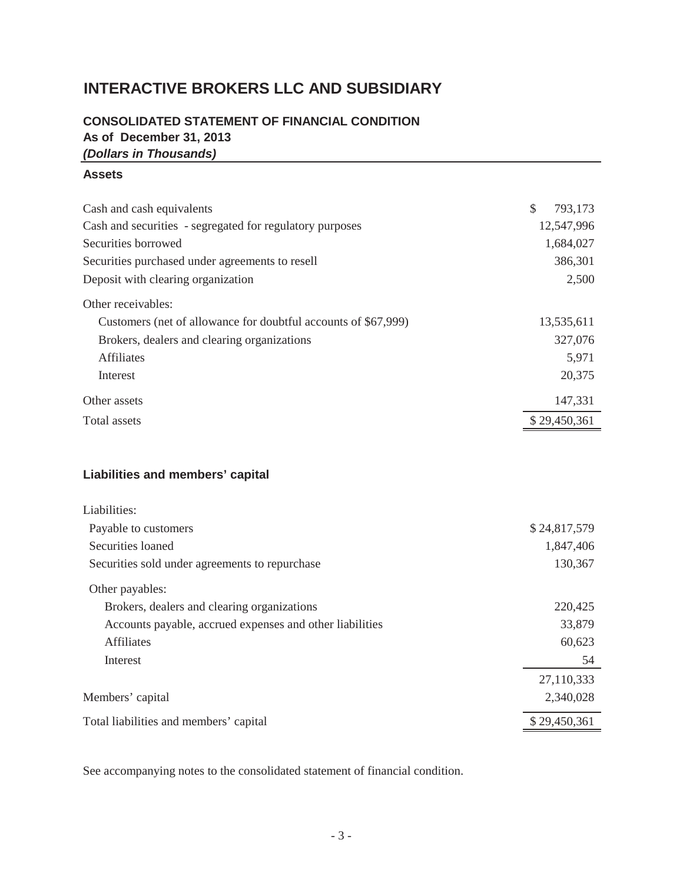# INTERACTIVE BROKERS LLC AND SUBSIDIARY

## CONSOLIDATED STATEMENT OF FINANCIAL CONDITION

**As of December 31, 2013**

***(Dollars in Thousands)***

### Assets

| | |
|---|---|
| Cash and cash equivalents | $ 793,173 |
| Cash and securities - segregated for regulatory purposes | 12,547,996 |
| Securities borrowed | 1,684,027 |
| Securities purchased under agreements to resell | 386,301 |
| Deposit with clearing organization | 2,500 |
| Other receivables: | |
| Customers (net of allowance for doubtful accounts of $67,999) | 13,535,611 |
| Brokers, dealers and clearing organizations | 327,076 |
| Affiliates | 5,971 |
| Interest | 20,375 |
| Other assets | 147,331 |
| Total assets | $ 29,450,361 |

### Liabilities and members' capital

| | |
|---|---|
| Liabilities: | |
| Payable to customers | $ 24,817,579 |
| Securities loaned | 1,847,406 |
| Securities sold under agreements to repurchase | 130,367 |
| Other payables: | |
| Brokers, dealers and clearing organizations | 220,425 |
| Accounts payable, accrued expenses and other liabilities | 33,879 |
| Affiliates | 60,623 |
| Interest | 54 |
| | 27,110,333 |
| Members' capital | 2,340,028 |
| Total liabilities and members' capital | $ 29,450,361 |

See accompanying notes to the consolidated statement of financial condition.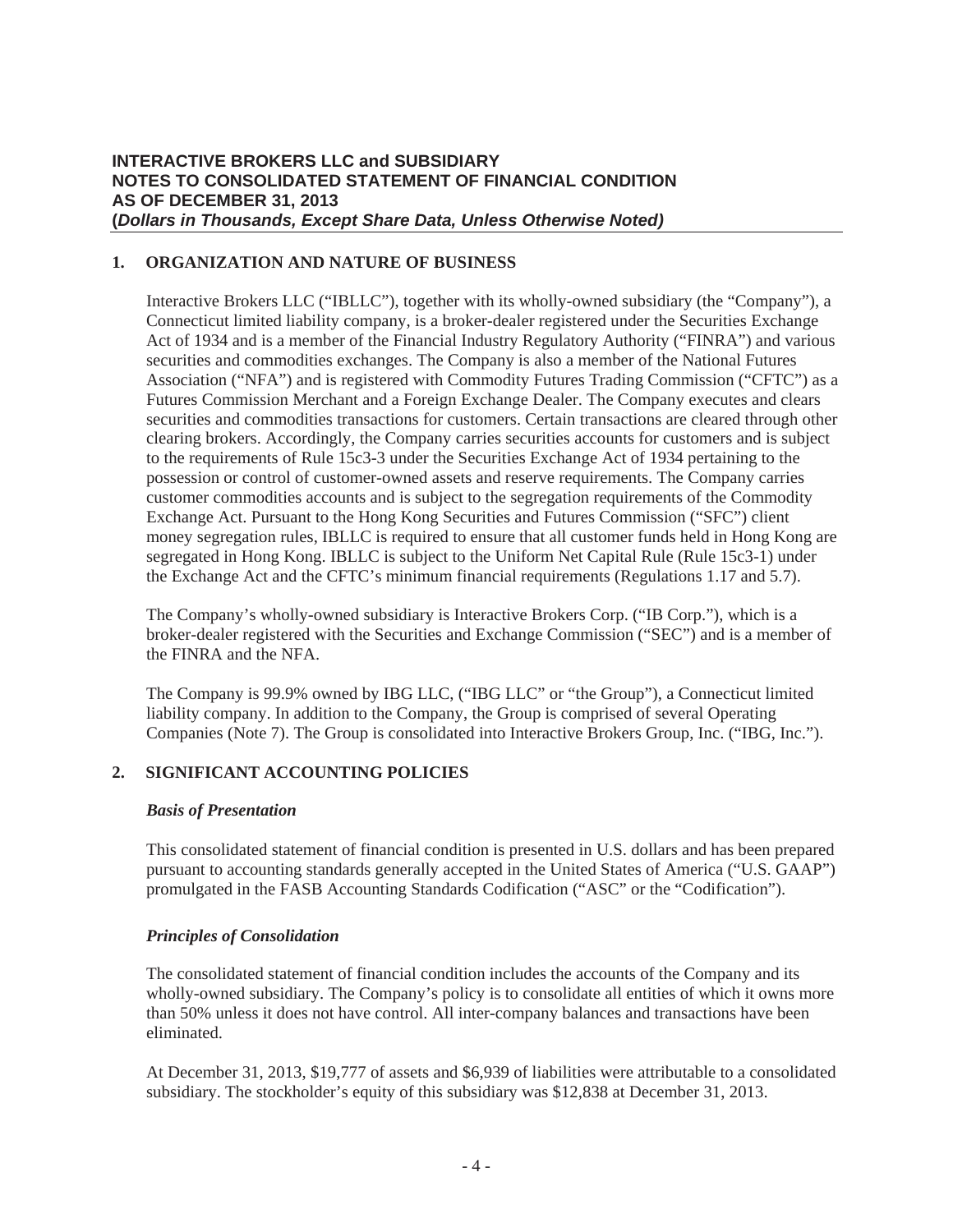**INTERACTIVE BROKERS LLC and SUBSIDIARY**
**NOTES TO CONSOLIDATED STATEMENT OF FINANCIAL CONDITION**
**AS OF DECEMBER 31, 2013**
**(*Dollars in Thousands, Except Share Data, Unless Otherwise Noted)***

## 1. ORGANIZATION AND NATURE OF BUSINESS

Interactive Brokers LLC ("IBLLC"), together with its wholly-owned subsidiary (the "Company"), a Connecticut limited liability company, is a broker-dealer registered under the Securities Exchange Act of 1934 and is a member of the Financial Industry Regulatory Authority ("FINRA") and various securities and commodities exchanges. The Company is also a member of the National Futures Association ("NFA") and is registered with Commodity Futures Trading Commission ("CFTC") as a Futures Commission Merchant and a Foreign Exchange Dealer. The Company executes and clears securities and commodities transactions for customers. Certain transactions are cleared through other clearing brokers. Accordingly, the Company carries securities accounts for customers and is subject to the requirements of Rule 15c3-3 under the Securities Exchange Act of 1934 pertaining to the possession or control of customer-owned assets and reserve requirements. The Company carries customer commodities accounts and is subject to the segregation requirements of the Commodity Exchange Act. Pursuant to the Hong Kong Securities and Futures Commission ("SFC") client money segregation rules, IBLLC is required to ensure that all customer funds held in Hong Kong are segregated in Hong Kong. IBLLC is subject to the Uniform Net Capital Rule (Rule 15c3-1) under the Exchange Act and the CFTC's minimum financial requirements (Regulations 1.17 and 5.7).

The Company's wholly-owned subsidiary is Interactive Brokers Corp. ("IB Corp."), which is a broker-dealer registered with the Securities and Exchange Commission ("SEC") and is a member of the FINRA and the NFA.

The Company is 99.9% owned by IBG LLC, ("IBG LLC" or "the Group"), a Connecticut limited liability company. In addition to the Company, the Group is comprised of several Operating Companies (Note 7). The Group is consolidated into Interactive Brokers Group, Inc. ("IBG, Inc.").

## 2. SIGNIFICANT ACCOUNTING POLICIES

### *Basis of Presentation*

This consolidated statement of financial condition is presented in U.S. dollars and has been prepared pursuant to accounting standards generally accepted in the United States of America ("U.S. GAAP") promulgated in the FASB Accounting Standards Codification ("ASC" or the "Codification").

### *Principles of Consolidation*

The consolidated statement of financial condition includes the accounts of the Company and its wholly-owned subsidiary. The Company's policy is to consolidate all entities of which it owns more than 50% unless it does not have control. All inter-company balances and transactions have been eliminated.

At December 31, 2013, $19,777 of assets and $6,939 of liabilities were attributable to a consolidated subsidiary. The stockholder's equity of this subsidiary was $12,838 at December 31, 2013.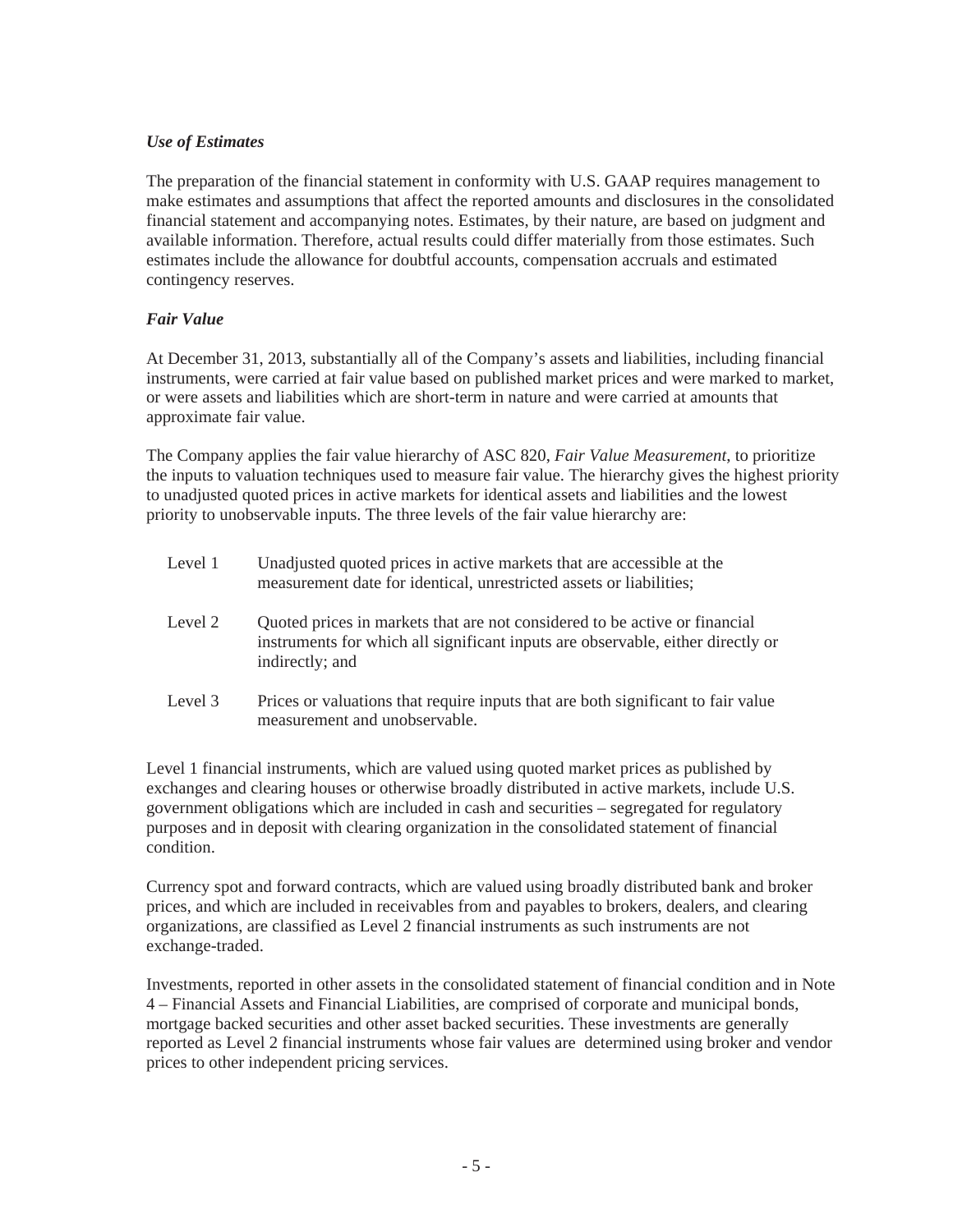*Use of Estimates*

The preparation of the financial statement in conformity with U.S. GAAP requires management to make estimates and assumptions that affect the reported amounts and disclosures in the consolidated financial statement and accompanying notes. Estimates, by their nature, are based on judgment and available information. Therefore, actual results could differ materially from those estimates. Such estimates include the allowance for doubtful accounts, compensation accruals and estimated contingency reserves.

*Fair Value*

At December 31, 2013, substantially all of the Company's assets and liabilities, including financial instruments, were carried at fair value based on published market prices and were marked to market, or were assets and liabilities which are short-term in nature and were carried at amounts that approximate fair value.

The Company applies the fair value hierarchy of ASC 820, *Fair Value Measurement*, to prioritize the inputs to valuation techniques used to measure fair value. The hierarchy gives the highest priority to unadjusted quoted prices in active markets for identical assets and liabilities and the lowest priority to unobservable inputs. The three levels of the fair value hierarchy are:

| | |
|---|---|
| Level 1 | Unadjusted quoted prices in active markets that are accessible at the measurement date for identical, unrestricted assets or liabilities; |
| Level 2 | Quoted prices in markets that are not considered to be active or financial instruments for which all significant inputs are observable, either directly or indirectly; and |
| Level 3 | Prices or valuations that require inputs that are both significant to fair value measurement and unobservable. |

Level 1 financial instruments, which are valued using quoted market prices as published by exchanges and clearing houses or otherwise broadly distributed in active markets, include U.S. government obligations which are included in cash and securities – segregated for regulatory purposes and in deposit with clearing organization in the consolidated statement of financial condition.

Currency spot and forward contracts, which are valued using broadly distributed bank and broker prices, and which are included in receivables from and payables to brokers, dealers, and clearing organizations, are classified as Level 2 financial instruments as such instruments are not exchange-traded.

Investments, reported in other assets in the consolidated statement of financial condition and in Note 4 – Financial Assets and Financial Liabilities, are comprised of corporate and municipal bonds, mortgage backed securities and other asset backed securities. These investments are generally reported as Level 2 financial instruments whose fair values are determined using broker and vendor prices to other independent pricing services.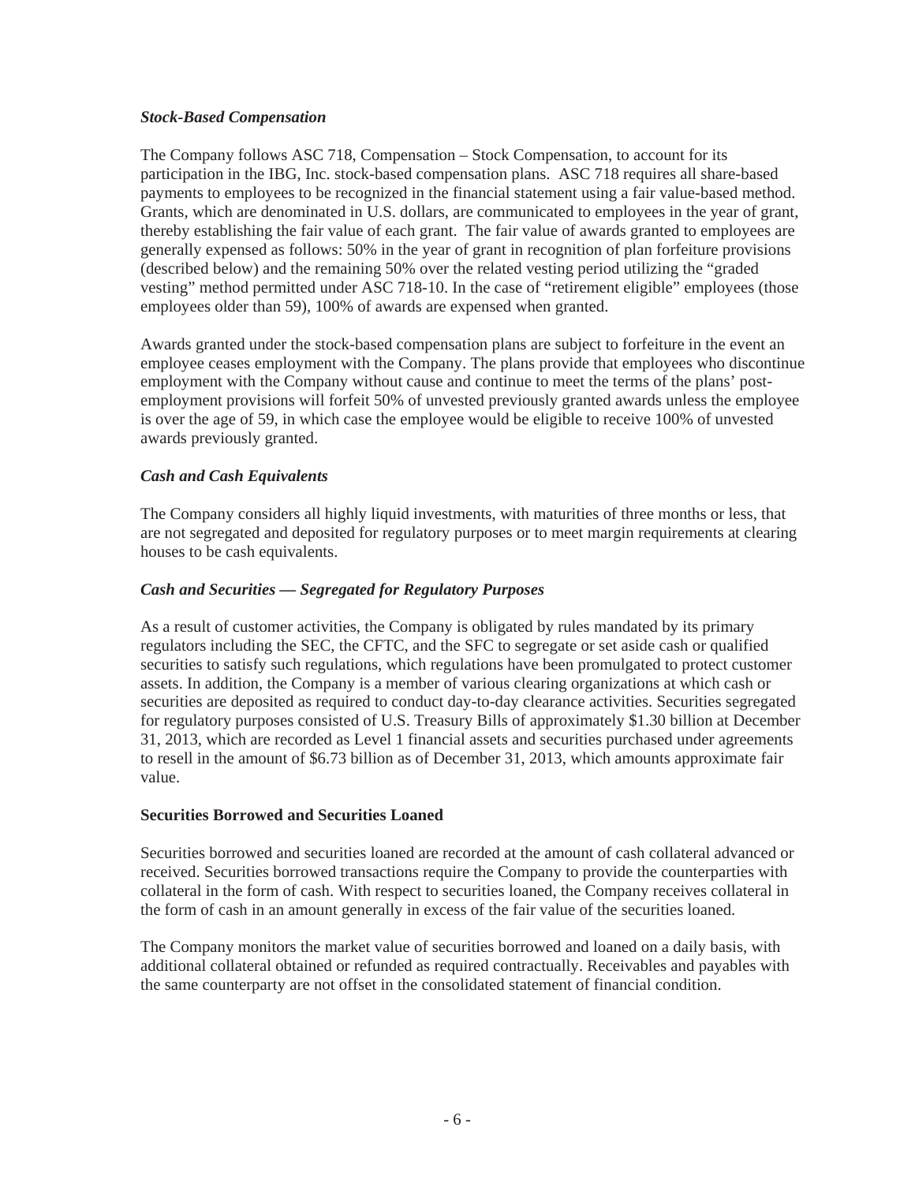### *Stock-Based Compensation*

The Company follows ASC 718, Compensation – Stock Compensation, to account for its participation in the IBG, Inc. stock-based compensation plans. ASC 718 requires all share-based payments to employees to be recognized in the financial statement using a fair value-based method. Grants, which are denominated in U.S. dollars, are communicated to employees in the year of grant, thereby establishing the fair value of each grant. The fair value of awards granted to employees are generally expensed as follows: 50% in the year of grant in recognition of plan forfeiture provisions (described below) and the remaining 50% over the related vesting period utilizing the "graded vesting" method permitted under ASC 718-10. In the case of "retirement eligible" employees (those employees older than 59), 100% of awards are expensed when granted.

Awards granted under the stock-based compensation plans are subject to forfeiture in the event an employee ceases employment with the Company. The plans provide that employees who discontinue employment with the Company without cause and continue to meet the terms of the plans' post-employment provisions will forfeit 50% of unvested previously granted awards unless the employee is over the age of 59, in which case the employee would be eligible to receive 100% of unvested awards previously granted.

### *Cash and Cash Equivalents*

The Company considers all highly liquid investments, with maturities of three months or less, that are not segregated and deposited for regulatory purposes or to meet margin requirements at clearing houses to be cash equivalents.

### *Cash and Securities — Segregated for Regulatory Purposes*

As a result of customer activities, the Company is obligated by rules mandated by its primary regulators including the SEC, the CFTC, and the SFC to segregate or set aside cash or qualified securities to satisfy such regulations, which regulations have been promulgated to protect customer assets. In addition, the Company is a member of various clearing organizations at which cash or securities are deposited as required to conduct day-to-day clearance activities. Securities segregated for regulatory purposes consisted of U.S. Treasury Bills of approximately $1.30 billion at December 31, 2013, which are recorded as Level 1 financial assets and securities purchased under agreements to resell in the amount of $6.73 billion as of December 31, 2013, which amounts approximate fair value.

### **Securities Borrowed and Securities Loaned**

Securities borrowed and securities loaned are recorded at the amount of cash collateral advanced or received. Securities borrowed transactions require the Company to provide the counterparties with collateral in the form of cash. With respect to securities loaned, the Company receives collateral in the form of cash in an amount generally in excess of the fair value of the securities loaned.

The Company monitors the market value of securities borrowed and loaned on a daily basis, with additional collateral obtained or refunded as required contractually. Receivables and payables with the same counterparty are not offset in the consolidated statement of financial condition.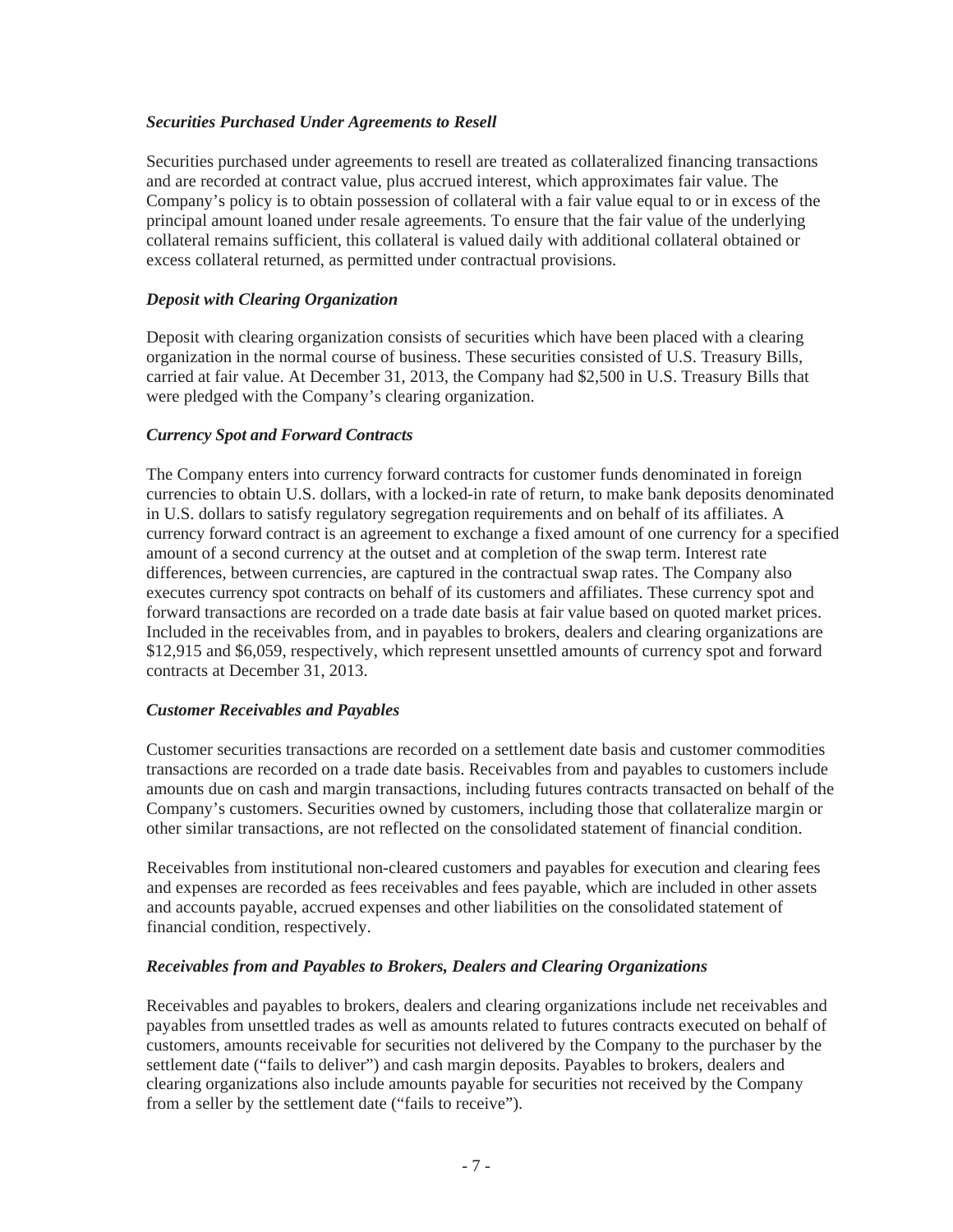***Securities Purchased Under Agreements to Resell***

Securities purchased under agreements to resell are treated as collateralized financing transactions and are recorded at contract value, plus accrued interest, which approximates fair value. The Company's policy is to obtain possession of collateral with a fair value equal to or in excess of the principal amount loaned under resale agreements. To ensure that the fair value of the underlying collateral remains sufficient, this collateral is valued daily with additional collateral obtained or excess collateral returned, as permitted under contractual provisions.

***Deposit with Clearing Organization***

Deposit with clearing organization consists of securities which have been placed with a clearing organization in the normal course of business. These securities consisted of U.S. Treasury Bills, carried at fair value. At December 31, 2013, the Company had $2,500 in U.S. Treasury Bills that were pledged with the Company's clearing organization.

***Currency Spot and Forward Contracts***

The Company enters into currency forward contracts for customer funds denominated in foreign currencies to obtain U.S. dollars, with a locked-in rate of return, to make bank deposits denominated in U.S. dollars to satisfy regulatory segregation requirements and on behalf of its affiliates. A currency forward contract is an agreement to exchange a fixed amount of one currency for a specified amount of a second currency at the outset and at completion of the swap term. Interest rate differences, between currencies, are captured in the contractual swap rates. The Company also executes currency spot contracts on behalf of its customers and affiliates. These currency spot and forward transactions are recorded on a trade date basis at fair value based on quoted market prices. Included in the receivables from, and in payables to brokers, dealers and clearing organizations are $12,915 and $6,059, respectively, which represent unsettled amounts of currency spot and forward contracts at December 31, 2013.

***Customer Receivables and Payables***

Customer securities transactions are recorded on a settlement date basis and customer commodities transactions are recorded on a trade date basis. Receivables from and payables to customers include amounts due on cash and margin transactions, including futures contracts transacted on behalf of the Company's customers. Securities owned by customers, including those that collateralize margin or other similar transactions, are not reflected on the consolidated statement of financial condition.

Receivables from institutional non-cleared customers and payables for execution and clearing fees and expenses are recorded as fees receivables and fees payable, which are included in other assets and accounts payable, accrued expenses and other liabilities on the consolidated statement of financial condition, respectively.

***Receivables from and Payables to Brokers, Dealers and Clearing Organizations***

Receivables and payables to brokers, dealers and clearing organizations include net receivables and payables from unsettled trades as well as amounts related to futures contracts executed on behalf of customers, amounts receivable for securities not delivered by the Company to the purchaser by the settlement date ("fails to deliver") and cash margin deposits. Payables to brokers, dealers and clearing organizations also include amounts payable for securities not received by the Company from a seller by the settlement date ("fails to receive").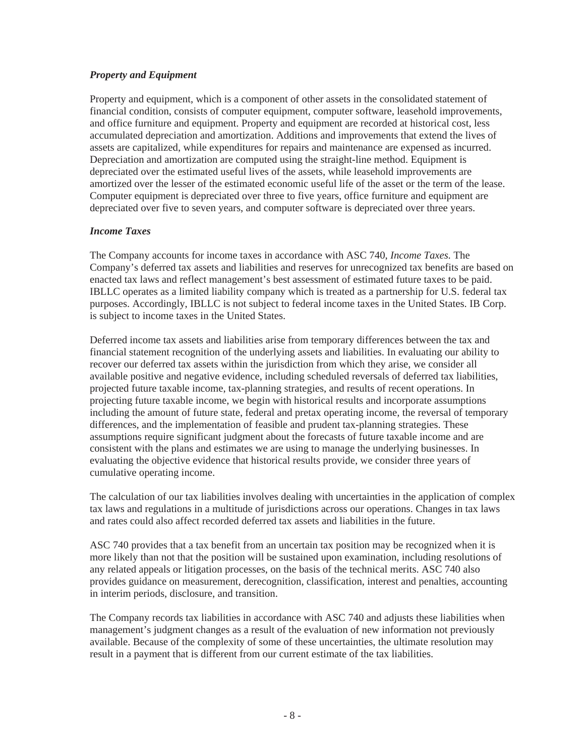### *Property and Equipment*

Property and equipment, which is a component of other assets in the consolidated statement of financial condition, consists of computer equipment, computer software, leasehold improvements, and office furniture and equipment. Property and equipment are recorded at historical cost, less accumulated depreciation and amortization. Additions and improvements that extend the lives of assets are capitalized, while expenditures for repairs and maintenance are expensed as incurred. Depreciation and amortization are computed using the straight-line method. Equipment is depreciated over the estimated useful lives of the assets, while leasehold improvements are amortized over the lesser of the estimated economic useful life of the asset or the term of the lease. Computer equipment is depreciated over three to five years, office furniture and equipment are depreciated over five to seven years, and computer software is depreciated over three years.

### *Income Taxes*

The Company accounts for income taxes in accordance with ASC 740, *Income Taxes*. The Company's deferred tax assets and liabilities and reserves for unrecognized tax benefits are based on enacted tax laws and reflect management's best assessment of estimated future taxes to be paid. IBLLC operates as a limited liability company which is treated as a partnership for U.S. federal tax purposes. Accordingly, IBLLC is not subject to federal income taxes in the United States. IB Corp. is subject to income taxes in the United States.

Deferred income tax assets and liabilities arise from temporary differences between the tax and financial statement recognition of the underlying assets and liabilities. In evaluating our ability to recover our deferred tax assets within the jurisdiction from which they arise, we consider all available positive and negative evidence, including scheduled reversals of deferred tax liabilities, projected future taxable income, tax-planning strategies, and results of recent operations. In projecting future taxable income, we begin with historical results and incorporate assumptions including the amount of future state, federal and pretax operating income, the reversal of temporary differences, and the implementation of feasible and prudent tax-planning strategies. These assumptions require significant judgment about the forecasts of future taxable income and are consistent with the plans and estimates we are using to manage the underlying businesses. In evaluating the objective evidence that historical results provide, we consider three years of cumulative operating income.

The calculation of our tax liabilities involves dealing with uncertainties in the application of complex tax laws and regulations in a multitude of jurisdictions across our operations. Changes in tax laws and rates could also affect recorded deferred tax assets and liabilities in the future.

ASC 740 provides that a tax benefit from an uncertain tax position may be recognized when it is more likely than not that the position will be sustained upon examination, including resolutions of any related appeals or litigation processes, on the basis of the technical merits. ASC 740 also provides guidance on measurement, derecognition, classification, interest and penalties, accounting in interim periods, disclosure, and transition.

The Company records tax liabilities in accordance with ASC 740 and adjusts these liabilities when management's judgment changes as a result of the evaluation of new information not previously available. Because of the complexity of some of these uncertainties, the ultimate resolution may result in a payment that is different from our current estimate of the tax liabilities.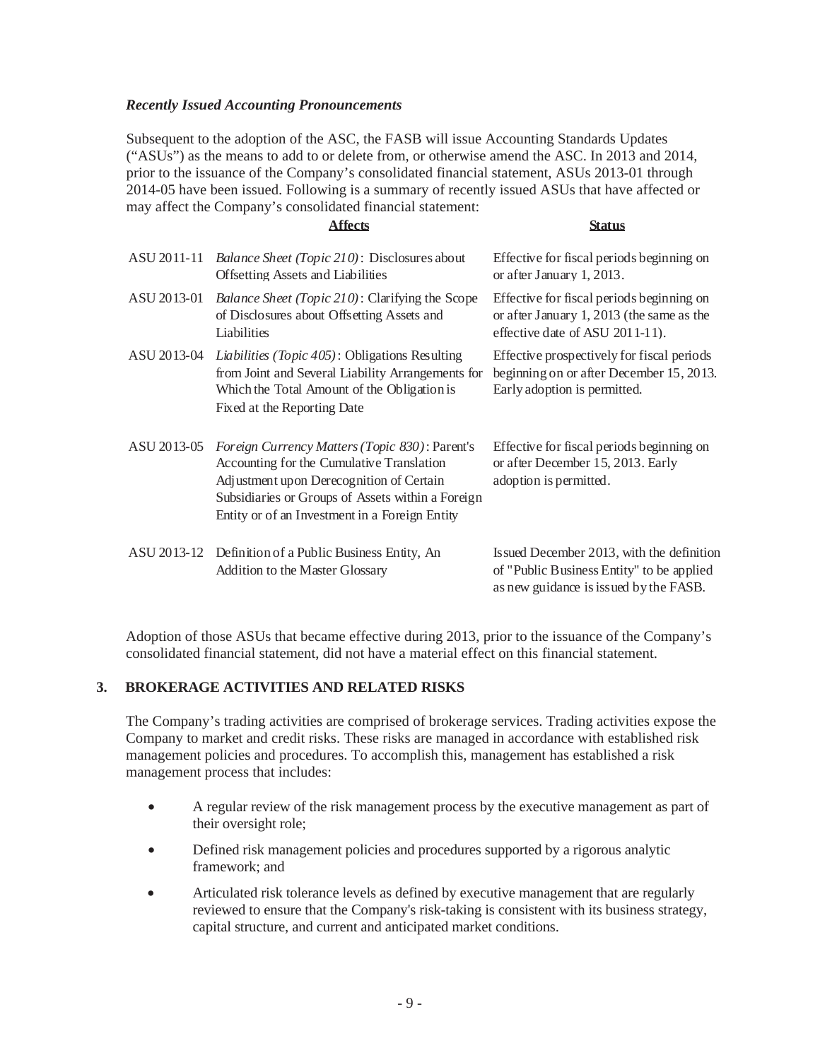*Recently Issued Accounting Pronouncements*

Subsequent to the adoption of the ASC, the FASB will issue Accounting Standards Updates ("ASUs") as the means to add to or delete from, or otherwise amend the ASC. In 2013 and 2014, prior to the issuance of the Company's consolidated financial statement, ASUs 2013-01 through 2014-05 have been issued. Following is a summary of recently issued ASUs that have affected or may affect the Company's consolidated financial statement:

| | **Affects** | **Status** |
|---|---|---|
| ASU 2011-11 | *Balance Sheet (Topic 210)*: Disclosures about Offsetting Assets and Liabilities | Effective for fiscal periods beginning on or after January 1, 2013. |
| ASU 2013-01 | *Balance Sheet (Topic 210)*: Clarifying the Scope of Disclosures about Offsetting Assets and Liabilities | Effective for fiscal periods beginning on or after January 1, 2013 (the same as the effective date of ASU 2011-11). |
| ASU 2013-04 | *Liabilities (Topic 405)*: Obligations Resulting from Joint and Several Liability Arrangements for Which the Total Amount of the Obligation is Fixed at the Reporting Date | Effective prospectively for fiscal periods beginning on or after December 15, 2013. Early adoption is permitted. |
| ASU 2013-05 | *Foreign Currency Matters (Topic 830)*: Parent's Accounting for the Cumulative Translation Adjustment upon Derecognition of Certain Subsidiaries or Groups of Assets within a Foreign Entity or of an Investment in a Foreign Entity | Effective for fiscal periods beginning on or after December 15, 2013. Early adoption is permitted. |
| ASU 2013-12 | Definition of a Public Business Entity, An Addition to the Master Glossary | Issued December 2013, with the definition of "Public Business Entity" to be applied as new guidance is issued by the FASB. |

Adoption of those ASUs that became effective during 2013, prior to the issuance of the Company's consolidated financial statement, did not have a material effect on this financial statement.

## 3. BROKERAGE ACTIVITIES AND RELATED RISKS

The Company's trading activities are comprised of brokerage services. Trading activities expose the Company to market and credit risks. These risks are managed in accordance with established risk management policies and procedures. To accomplish this, management has established a risk management process that includes:

- A regular review of the risk management process by the executive management as part of their oversight role;
- Defined risk management policies and procedures supported by a rigorous analytic framework; and
- Articulated risk tolerance levels as defined by executive management that are regularly reviewed to ensure that the Company's risk-taking is consistent with its business strategy, capital structure, and current and anticipated market conditions.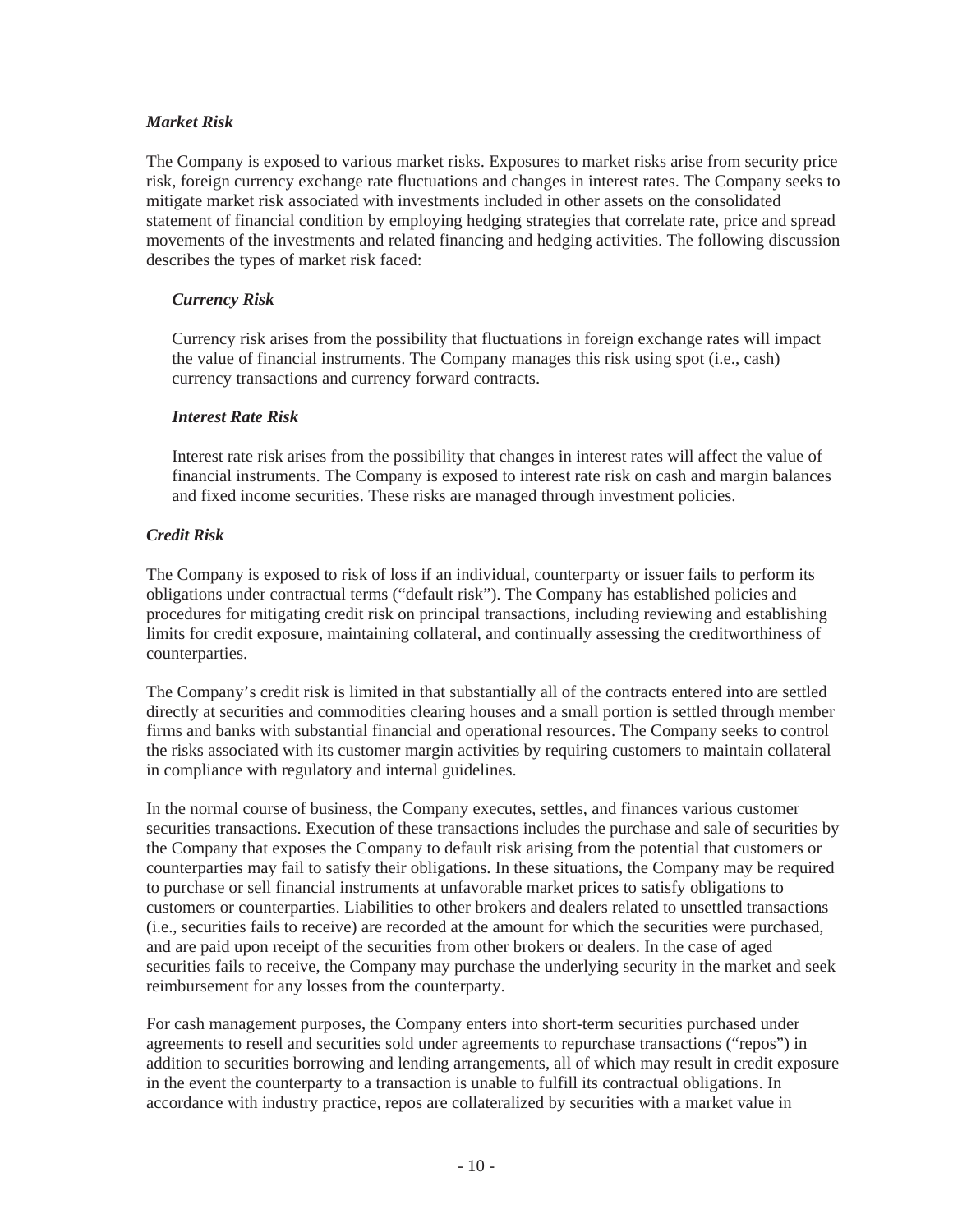***Market Risk***

The Company is exposed to various market risks. Exposures to market risks arise from security price risk, foreign currency exchange rate fluctuations and changes in interest rates. The Company seeks to mitigate market risk associated with investments included in other assets on the consolidated statement of financial condition by employing hedging strategies that correlate rate, price and spread movements of the investments and related financing and hedging activities. The following discussion describes the types of market risk faced:

***Currency Risk***

Currency risk arises from the possibility that fluctuations in foreign exchange rates will impact the value of financial instruments. The Company manages this risk using spot (i.e., cash) currency transactions and currency forward contracts.

***Interest Rate Risk***

Interest rate risk arises from the possibility that changes in interest rates will affect the value of financial instruments. The Company is exposed to interest rate risk on cash and margin balances and fixed income securities. These risks are managed through investment policies.

***Credit Risk***

The Company is exposed to risk of loss if an individual, counterparty or issuer fails to perform its obligations under contractual terms ("default risk"). The Company has established policies and procedures for mitigating credit risk on principal transactions, including reviewing and establishing limits for credit exposure, maintaining collateral, and continually assessing the creditworthiness of counterparties.

The Company's credit risk is limited in that substantially all of the contracts entered into are settled directly at securities and commodities clearing houses and a small portion is settled through member firms and banks with substantial financial and operational resources. The Company seeks to control the risks associated with its customer margin activities by requiring customers to maintain collateral in compliance with regulatory and internal guidelines.

In the normal course of business, the Company executes, settles, and finances various customer securities transactions. Execution of these transactions includes the purchase and sale of securities by the Company that exposes the Company to default risk arising from the potential that customers or counterparties may fail to satisfy their obligations. In these situations, the Company may be required to purchase or sell financial instruments at unfavorable market prices to satisfy obligations to customers or counterparties. Liabilities to other brokers and dealers related to unsettled transactions (i.e., securities fails to receive) are recorded at the amount for which the securities were purchased, and are paid upon receipt of the securities from other brokers or dealers. In the case of aged securities fails to receive, the Company may purchase the underlying security in the market and seek reimbursement for any losses from the counterparty.

For cash management purposes, the Company enters into short-term securities purchased under agreements to resell and securities sold under agreements to repurchase transactions ("repos") in addition to securities borrowing and lending arrangements, all of which may result in credit exposure in the event the counterparty to a transaction is unable to fulfill its contractual obligations. In accordance with industry practice, repos are collateralized by securities with a market value in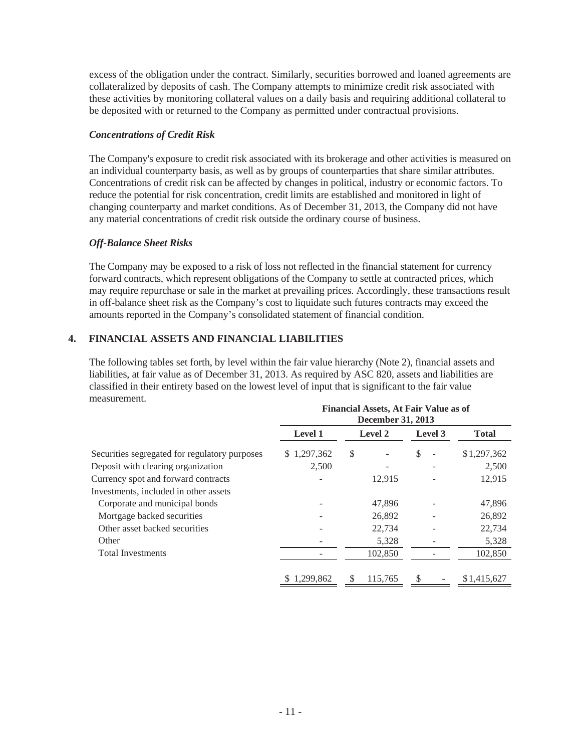excess of the obligation under the contract. Similarly, securities borrowed and loaned agreements are collateralized by deposits of cash. The Company attempts to minimize credit risk associated with these activities by monitoring collateral values on a daily basis and requiring additional collateral to be deposited with or returned to the Company as permitted under contractual provisions.

***Concentrations of Credit Risk***

The Company's exposure to credit risk associated with its brokerage and other activities is measured on an individual counterparty basis, as well as by groups of counterparties that share similar attributes. Concentrations of credit risk can be affected by changes in political, industry or economic factors. To reduce the potential for risk concentration, credit limits are established and monitored in light of changing counterparty and market conditions. As of December 31, 2013, the Company did not have any material concentrations of credit risk outside the ordinary course of business.

***Off-Balance Sheet Risks***

The Company may be exposed to a risk of loss not reflected in the financial statement for currency forward contracts, which represent obligations of the Company to settle at contracted prices, which may require repurchase or sale in the market at prevailing prices. Accordingly, these transactions result in off-balance sheet risk as the Company's cost to liquidate such futures contracts may exceed the amounts reported in the Company's consolidated statement of financial condition.

## 4. FINANCIAL ASSETS AND FINANCIAL LIABILITIES

The following tables set forth, by level within the fair value hierarchy (Note 2), financial assets and liabilities, at fair value as of December 31, 2013. As required by ASC 820, assets and liabilities are classified in their entirety based on the lowest level of input that is significant to the fair value measurement.

| | **Financial Assets, At Fair Value as of December 31, 2013** | | | |
|---|---|---|---|---|
| | **Level 1** | **Level 2** | **Level 3** | **Total** |
| Securities segregated for regulatory purposes | $ 1,297,362 | $ - | $ - | $1,297,362 |
| Deposit with clearing organization | 2,500 | - | - | 2,500 |
| Currency spot and forward contracts | - | 12,915 | - | 12,915 |
| Investments, included in other assets | | | | |
| Corporate and municipal bonds | - | 47,896 | - | 47,896 |
| Mortgage backed securities | - | 26,892 | - | 26,892 |
| Other asset backed securities | - | 22,734 | - | 22,734 |
| Other | - | 5,328 | - | 5,328 |
| Total Investments | - | 102,850 | - | 102,850 |
| | $ 1,299,862 | $ 115,765 | $ - | $1,415,627 |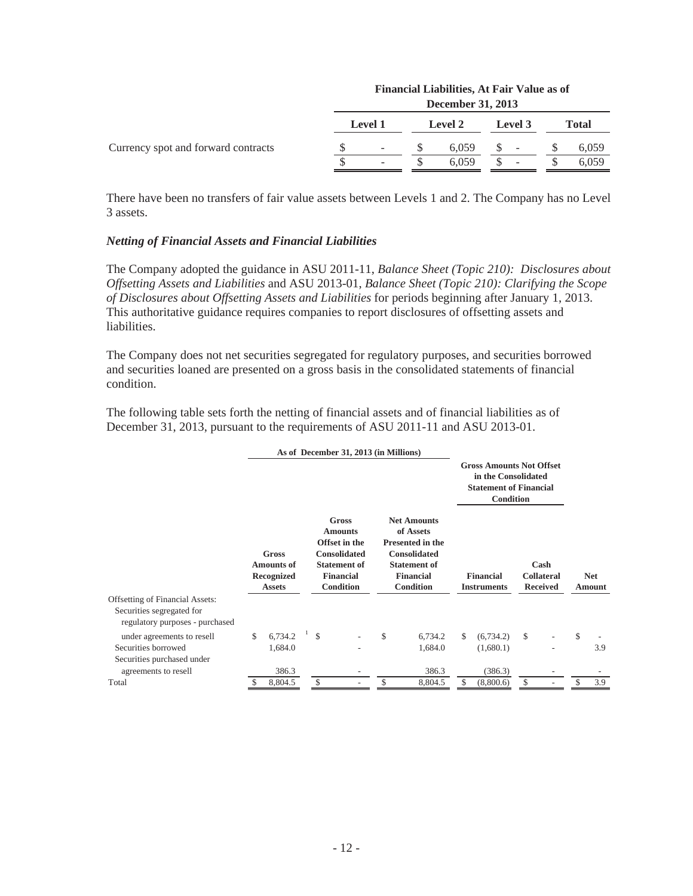| | Financial Liabilities, At Fair Value as of December 31, 2013 | | | |
|---|---|---|---|---|
| | Level 1 | Level 2 | Level 3 | Total |
| Currency spot and forward contracts | $ - | $ 6,059 | $ - | $ 6,059 |
| | $ - | $ 6,059 | $ - | $ 6,059 |

There have been no transfers of fair value assets between Levels 1 and 2. The Company has no Level 3 assets.

### *Netting of Financial Assets and Financial Liabilities*

The Company adopted the guidance in ASU 2011-11, *Balance Sheet (Topic 210): Disclosures about Offsetting Assets and Liabilities* and ASU 2013-01, *Balance Sheet (Topic 210): Clarifying the Scope of Disclosures about Offsetting Assets and Liabilities* for periods beginning after January 1, 2013. This authoritative guidance requires companies to report disclosures of offsetting assets and liabilities.

The Company does not net securities segregated for regulatory purposes, and securities borrowed and securities loaned are presented on a gross basis in the consolidated statements of financial condition.

The following table sets forth the netting of financial assets and of financial liabilities as of December 31, 2013, pursuant to the requirements of ASU 2011-11 and ASU 2013-01.

| | As of December 31, 2013 (in Millions) | | | Gross Amounts Not Offset in the Consolidated Statement of Financial Condition | | |
|---|---|---|---|---|---|---|
| | Gross Amounts of Recognized Assets | Gross Amounts Offset in the Consolidated Statement of Financial Condition | Net Amounts of Assets Presented in the Consolidated Statement of Financial Condition | Financial Instruments | Cash Collateral Received | Net Amount |
| Offsetting of Financial Assets: | | | | | | |
| Securities segregated for regulatory purposes - purchased under agreements to resell | $ 6,734.2 [1] | $ - | $ 6,734.2 | $ (6,734.2) | $ - | $ - |
| Securities borrowed | 1,684.0 | - | 1,684.0 | (1,680.1) | - | 3.9 |
| Securities purchased under agreements to resell | 386.3 | - | 386.3 | (386.3) | - | - |
| Total | $ 8,804.5 | $ - | $ 8,804.5 | $ (8,800.6) | $ - | $ 3.9 |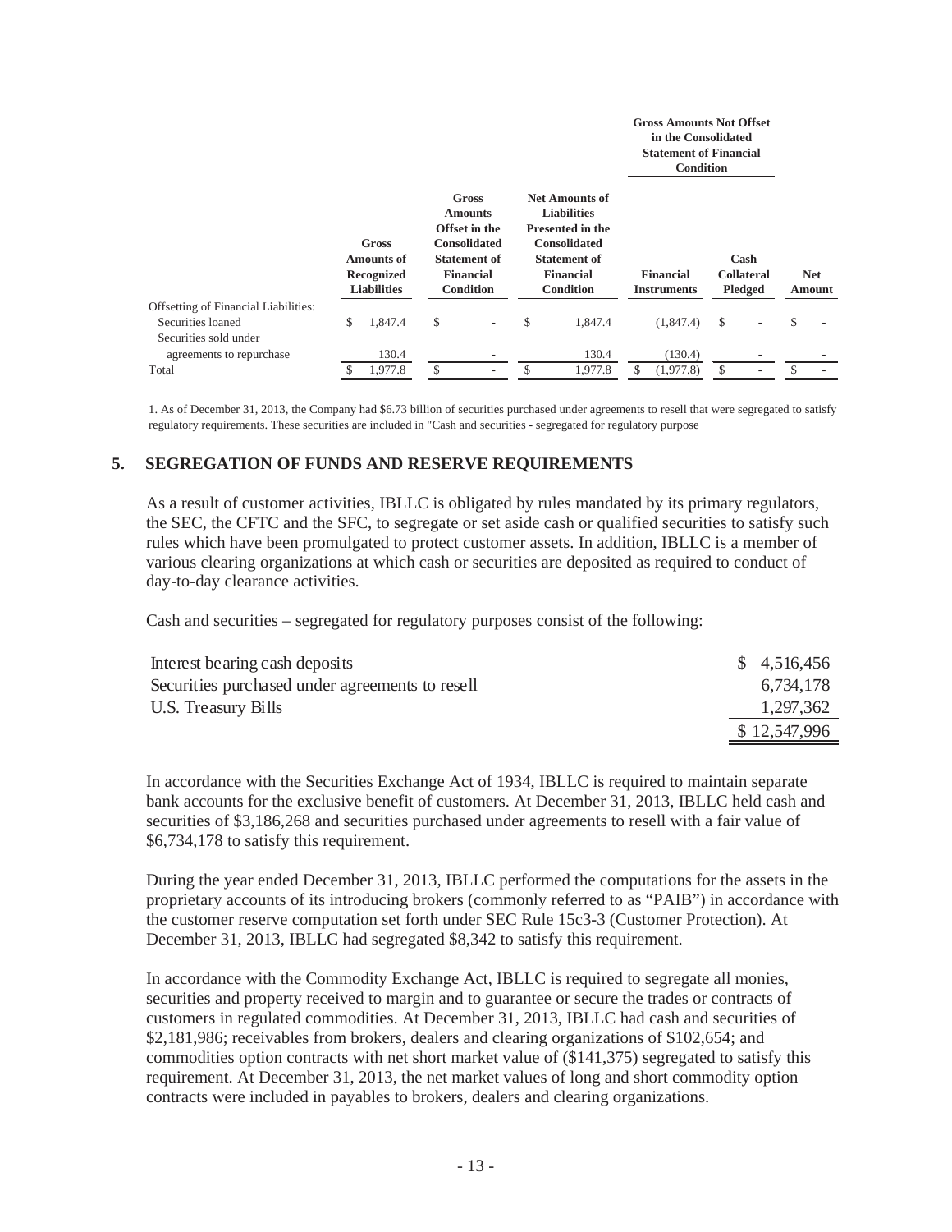| | Gross Amounts of Recognized Liabilities | Gross Amounts Offset in the Consolidated Statement of Financial Condition | Net Amounts of Liabilities Presented in the Consolidated Statement of Financial Condition | Gross Amounts Not Offset in the Consolidated Statement of Financial Condition | | Net Amount |
|---|---|---|---|---|---|---|
| | | | | Financial Instruments | Cash Collateral Pledged | |
| Offsetting of Financial Liabilities: | | | | | | |
| Securities loaned | $ 1,847.4 | $ - | $ 1,847.4 | (1,847.4) | $ - | $ - |
| Securities sold under agreements to repurchase | 130.4 | - | 130.4 | (130.4) | - | - |
| Total | $ 1,977.8 | $ - | $ 1,977.8 | $ (1,977.8) | $ - | $ - |

1. As of December 31, 2013, the Company had $6.73 billion of securities purchased under agreements to resell that were segregated to satisfy regulatory requirements. These securities are included in "Cash and securities - segregated for regulatory purpose

## 5. SEGREGATION OF FUNDS AND RESERVE REQUIREMENTS

As a result of customer activities, IBLLC is obligated by rules mandated by its primary regulators, the SEC, the CFTC and the SFC, to segregate or set aside cash or qualified securities to satisfy such rules which have been promulgated to protect customer assets. In addition, IBLLC is a member of various clearing organizations at which cash or securities are deposited as required to conduct of day-to-day clearance activities.

Cash and securities – segregated for regulatory purposes consist of the following:

| | |
|---|---|
| Interest bearing cash deposits | $ 4,516,456 |
| Securities purchased under agreements to resell | 6,734,178 |
| U.S. Treasury Bills | 1,297,362 |
| | $ 12,547,996 |

In accordance with the Securities Exchange Act of 1934, IBLLC is required to maintain separate bank accounts for the exclusive benefit of customers. At December 31, 2013, IBLLC held cash and securities of $3,186,268 and securities purchased under agreements to resell with a fair value of $6,734,178 to satisfy this requirement.

During the year ended December 31, 2013, IBLLC performed the computations for the assets in the proprietary accounts of its introducing brokers (commonly referred to as "PAIB") in accordance with the customer reserve computation set forth under SEC Rule 15c3-3 (Customer Protection). At December 31, 2013, IBLLC had segregated $8,342 to satisfy this requirement.

In accordance with the Commodity Exchange Act, IBLLC is required to segregate all monies, securities and property received to margin and to guarantee or secure the trades or contracts of customers in regulated commodities. At December 31, 2013, IBLLC had cash and securities of $2,181,986; receivables from brokers, dealers and clearing organizations of $102,654; and commodities option contracts with net short market value of ($141,375) segregated to satisfy this requirement. At December 31, 2013, the net market values of long and short commodity option contracts were included in payables to brokers, dealers and clearing organizations.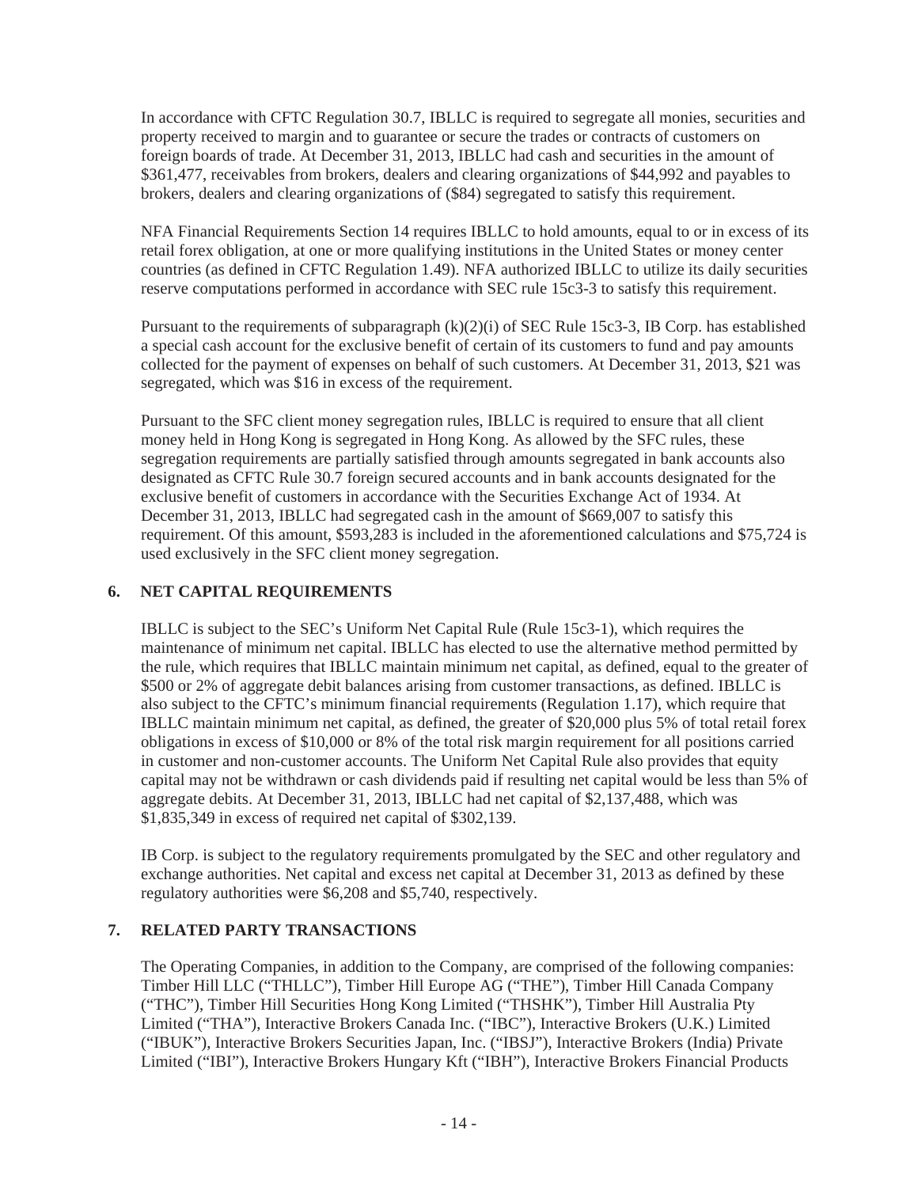In accordance with CFTC Regulation 30.7, IBLLC is required to segregate all monies, securities and property received to margin and to guarantee or secure the trades or contracts of customers on foreign boards of trade. At December 31, 2013, IBLLC had cash and securities in the amount of $361,477, receivables from brokers, dealers and clearing organizations of $44,992 and payables to brokers, dealers and clearing organizations of ($84) segregated to satisfy this requirement.

NFA Financial Requirements Section 14 requires IBLLC to hold amounts, equal to or in excess of its retail forex obligation, at one or more qualifying institutions in the United States or money center countries (as defined in CFTC Regulation 1.49). NFA authorized IBLLC to utilize its daily securities reserve computations performed in accordance with SEC rule 15c3-3 to satisfy this requirement.

Pursuant to the requirements of subparagraph (k)(2)(i) of SEC Rule 15c3-3, IB Corp. has established a special cash account for the exclusive benefit of certain of its customers to fund and pay amounts collected for the payment of expenses on behalf of such customers. At December 31, 2013, $21 was segregated, which was $16 in excess of the requirement.

Pursuant to the SFC client money segregation rules, IBLLC is required to ensure that all client money held in Hong Kong is segregated in Hong Kong. As allowed by the SFC rules, these segregation requirements are partially satisfied through amounts segregated in bank accounts also designated as CFTC Rule 30.7 foreign secured accounts and in bank accounts designated for the exclusive benefit of customers in accordance with the Securities Exchange Act of 1934. At December 31, 2013, IBLLC had segregated cash in the amount of $669,007 to satisfy this requirement. Of this amount, $593,283 is included in the aforementioned calculations and $75,724 is used exclusively in the SFC client money segregation.

## 6. NET CAPITAL REQUIREMENTS

IBLLC is subject to the SEC's Uniform Net Capital Rule (Rule 15c3-1), which requires the maintenance of minimum net capital. IBLLC has elected to use the alternative method permitted by the rule, which requires that IBLLC maintain minimum net capital, as defined, equal to the greater of $500 or 2% of aggregate debit balances arising from customer transactions, as defined. IBLLC is also subject to the CFTC's minimum financial requirements (Regulation 1.17), which require that IBLLC maintain minimum net capital, as defined, the greater of $20,000 plus 5% of total retail forex obligations in excess of $10,000 or 8% of the total risk margin requirement for all positions carried in customer and non-customer accounts. The Uniform Net Capital Rule also provides that equity capital may not be withdrawn or cash dividends paid if resulting net capital would be less than 5% of aggregate debits. At December 31, 2013, IBLLC had net capital of $2,137,488, which was $1,835,349 in excess of required net capital of $302,139.

IB Corp. is subject to the regulatory requirements promulgated by the SEC and other regulatory and exchange authorities. Net capital and excess net capital at December 31, 2013 as defined by these regulatory authorities were $6,208 and $5,740, respectively.

## 7. RELATED PARTY TRANSACTIONS

The Operating Companies, in addition to the Company, are comprised of the following companies: Timber Hill LLC ("THLLC"), Timber Hill Europe AG ("THE"), Timber Hill Canada Company ("THC"), Timber Hill Securities Hong Kong Limited ("THSHK"), Timber Hill Australia Pty Limited ("THA"), Interactive Brokers Canada Inc. ("IBC"), Interactive Brokers (U.K.) Limited ("IBUK"), Interactive Brokers Securities Japan, Inc. ("IBSJ"), Interactive Brokers (India) Private Limited ("IBI"), Interactive Brokers Hungary Kft ("IBH"), Interactive Brokers Financial Products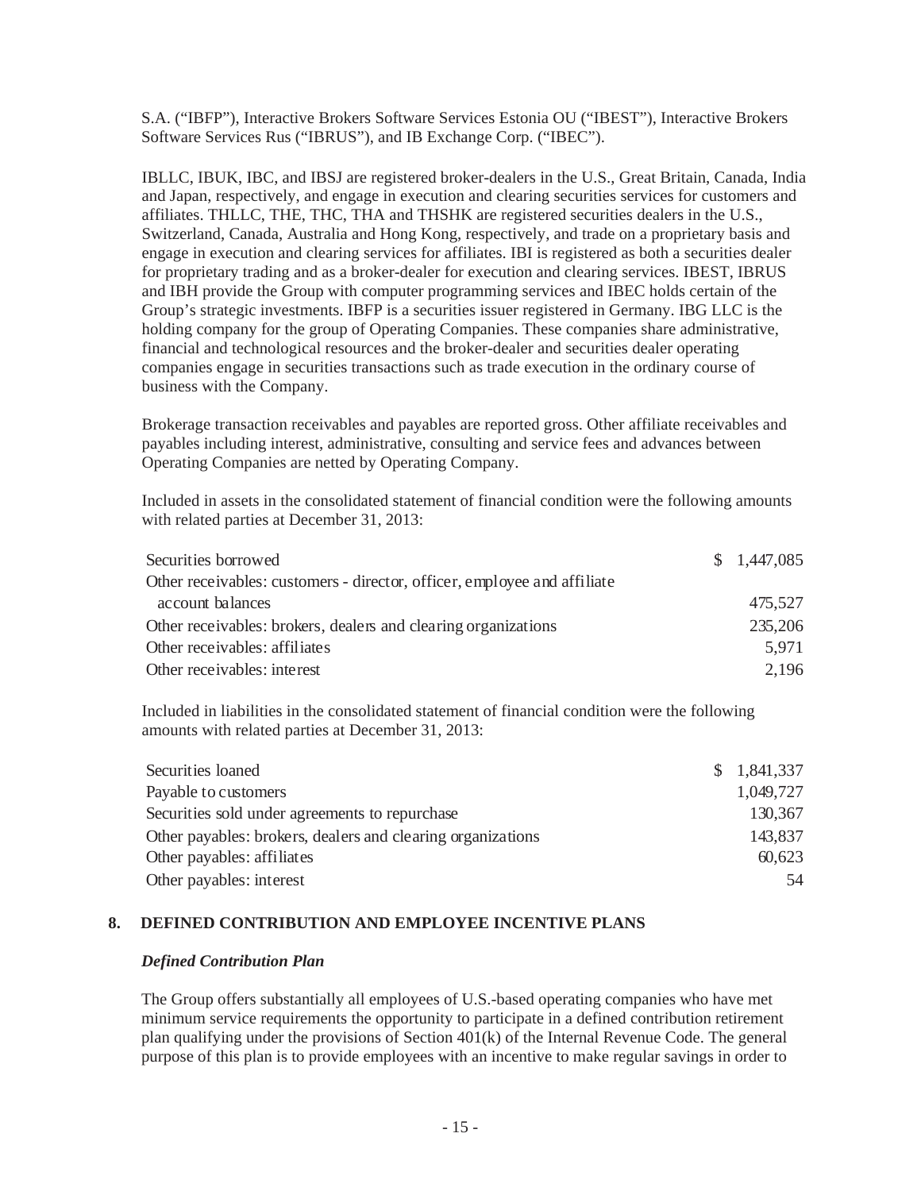S.A. ("IBFP"), Interactive Brokers Software Services Estonia OU ("IBEST"), Interactive Brokers Software Services Rus ("IBRUS"), and IB Exchange Corp. ("IBEC").

IBLLC, IBUK, IBC, and IBSJ are registered broker-dealers in the U.S., Great Britain, Canada, India and Japan, respectively, and engage in execution and clearing securities services for customers and affiliates. THLLC, THE, THC, THA and THSHK are registered securities dealers in the U.S., Switzerland, Canada, Australia and Hong Kong, respectively, and trade on a proprietary basis and engage in execution and clearing services for affiliates. IBI is registered as both a securities dealer for proprietary trading and as a broker-dealer for execution and clearing services. IBEST, IBRUS and IBH provide the Group with computer programming services and IBEC holds certain of the Group's strategic investments. IBFP is a securities issuer registered in Germany. IBG LLC is the holding company for the group of Operating Companies. These companies share administrative, financial and technological resources and the broker-dealer and securities dealer operating companies engage in securities transactions such as trade execution in the ordinary course of business with the Company.

Brokerage transaction receivables and payables are reported gross. Other affiliate receivables and payables including interest, administrative, consulting and service fees and advances between Operating Companies are netted by Operating Company.

Included in assets in the consolidated statement of financial condition were the following amounts with related parties at December 31, 2013:

| | |
|---|---|
| Securities borrowed | $ 1,447,085 |
| Other receivables: customers - director, officer, employee and affiliate account balances | 475,527 |
| Other receivables: brokers, dealers and clearing organizations | 235,206 |
| Other receivables: affiliates | 5,971 |
| Other receivables: interest | 2,196 |

Included in liabilities in the consolidated statement of financial condition were the following amounts with related parties at December 31, 2013:

| | |
|---|---|
| Securities loaned | $ 1,841,337 |
| Payable to customers | 1,049,727 |
| Securities sold under agreements to repurchase | 130,367 |
| Other payables: brokers, dealers and clearing organizations | 143,837 |
| Other payables: affiliates | 60,623 |
| Other payables: interest | 54 |

## 8. DEFINED CONTRIBUTION AND EMPLOYEE INCENTIVE PLANS

***Defined Contribution Plan***

The Group offers substantially all employees of U.S.-based operating companies who have met minimum service requirements the opportunity to participate in a defined contribution retirement plan qualifying under the provisions of Section 401(k) of the Internal Revenue Code. The general purpose of this plan is to provide employees with an incentive to make regular savings in order to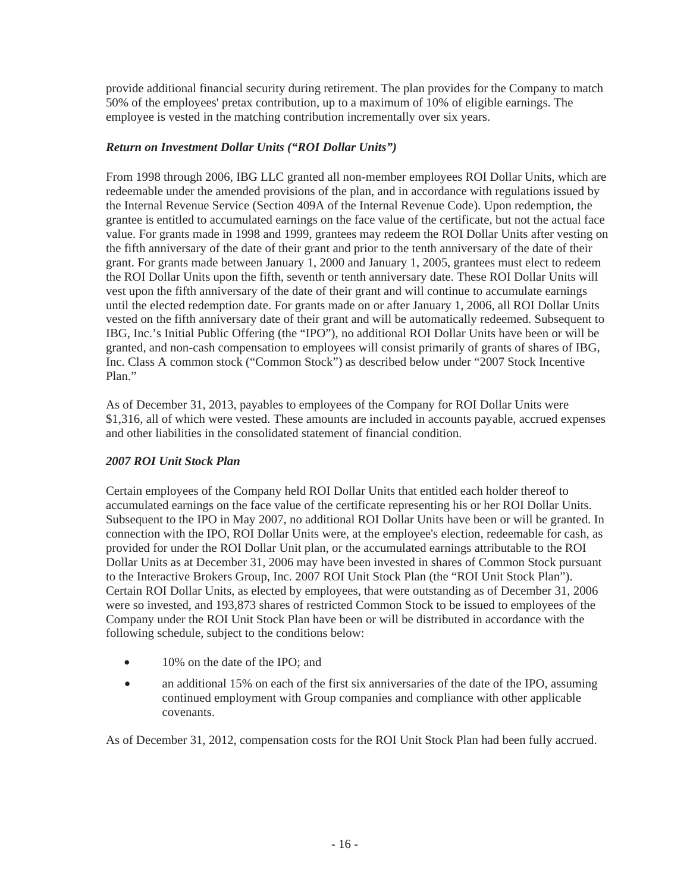provide additional financial security during retirement. The plan provides for the Company to match 50% of the employees' pretax contribution, up to a maximum of 10% of eligible earnings. The employee is vested in the matching contribution incrementally over six years.

### *Return on Investment Dollar Units ("ROI Dollar Units")*

From 1998 through 2006, IBG LLC granted all non-member employees ROI Dollar Units, which are redeemable under the amended provisions of the plan, and in accordance with regulations issued by the Internal Revenue Service (Section 409A of the Internal Revenue Code). Upon redemption, the grantee is entitled to accumulated earnings on the face value of the certificate, but not the actual face value. For grants made in 1998 and 1999, grantees may redeem the ROI Dollar Units after vesting on the fifth anniversary of the date of their grant and prior to the tenth anniversary of the date of their grant. For grants made between January 1, 2000 and January 1, 2005, grantees must elect to redeem the ROI Dollar Units upon the fifth, seventh or tenth anniversary date. These ROI Dollar Units will vest upon the fifth anniversary of the date of their grant and will continue to accumulate earnings until the elected redemption date. For grants made on or after January 1, 2006, all ROI Dollar Units vested on the fifth anniversary date of their grant and will be automatically redeemed. Subsequent to IBG, Inc.'s Initial Public Offering (the "IPO"), no additional ROI Dollar Units have been or will be granted, and non-cash compensation to employees will consist primarily of grants of shares of IBG, Inc. Class A common stock ("Common Stock") as described below under "2007 Stock Incentive Plan."

As of December 31, 2013, payables to employees of the Company for ROI Dollar Units were $1,316, all of which were vested. These amounts are included in accounts payable, accrued expenses and other liabilities in the consolidated statement of financial condition.

### *2007 ROI Unit Stock Plan*

Certain employees of the Company held ROI Dollar Units that entitled each holder thereof to accumulated earnings on the face value of the certificate representing his or her ROI Dollar Units. Subsequent to the IPO in May 2007, no additional ROI Dollar Units have been or will be granted. In connection with the IPO, ROI Dollar Units were, at the employee's election, redeemable for cash, as provided for under the ROI Dollar Unit plan, or the accumulated earnings attributable to the ROI Dollar Units as at December 31, 2006 may have been invested in shares of Common Stock pursuant to the Interactive Brokers Group, Inc. 2007 ROI Unit Stock Plan (the "ROI Unit Stock Plan"). Certain ROI Dollar Units, as elected by employees, that were outstanding as of December 31, 2006 were so invested, and 193,873 shares of restricted Common Stock to be issued to employees of the Company under the ROI Unit Stock Plan have been or will be distributed in accordance with the following schedule, subject to the conditions below:

- 10% on the date of the IPO; and
- an additional 15% on each of the first six anniversaries of the date of the IPO, assuming continued employment with Group companies and compliance with other applicable covenants.

As of December 31, 2012, compensation costs for the ROI Unit Stock Plan had been fully accrued.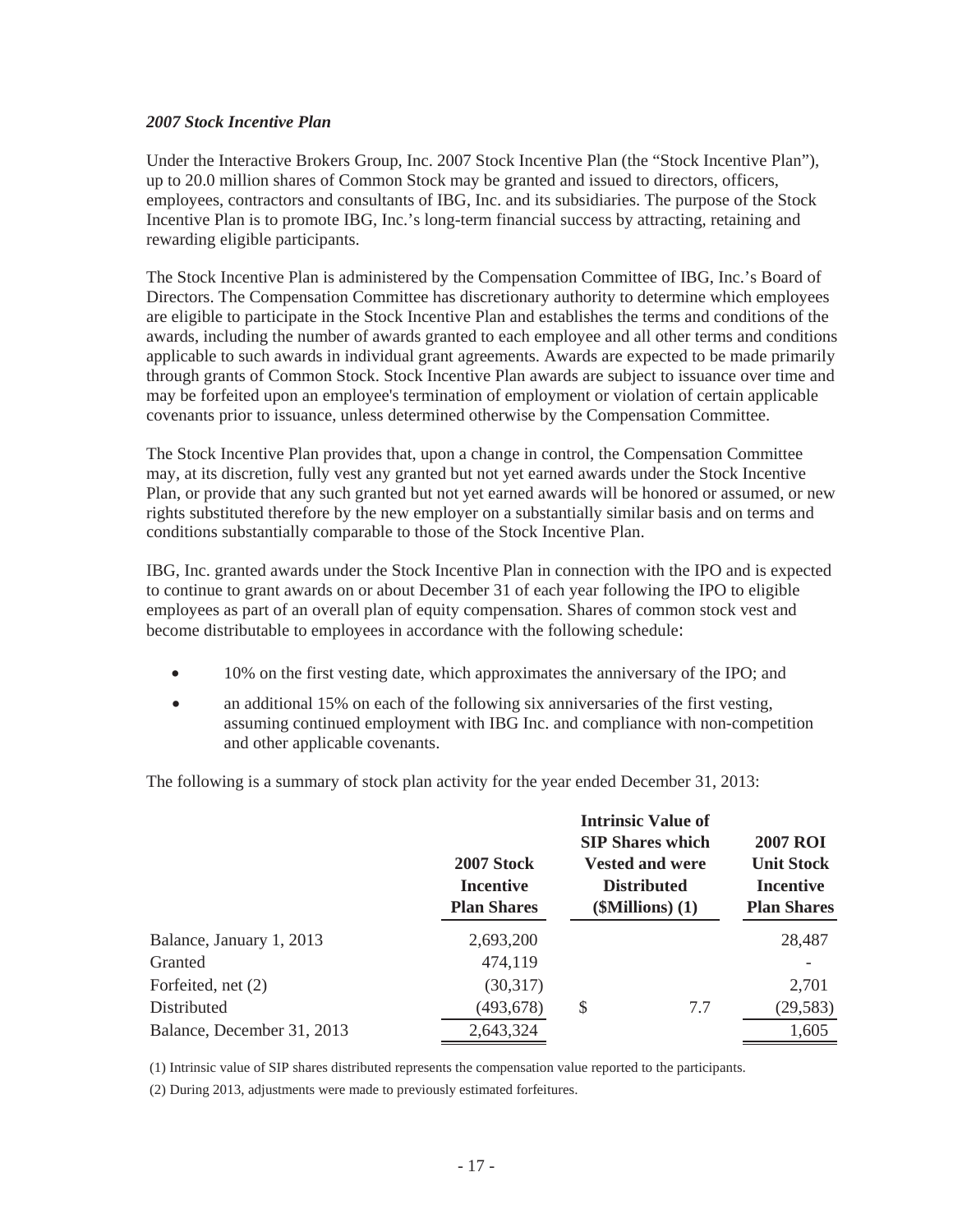### *2007 Stock Incentive Plan*

Under the Interactive Brokers Group, Inc. 2007 Stock Incentive Plan (the "Stock Incentive Plan"), up to 20.0 million shares of Common Stock may be granted and issued to directors, officers, employees, contractors and consultants of IBG, Inc. and its subsidiaries. The purpose of the Stock Incentive Plan is to promote IBG, Inc.'s long-term financial success by attracting, retaining and rewarding eligible participants.

The Stock Incentive Plan is administered by the Compensation Committee of IBG, Inc.'s Board of Directors. The Compensation Committee has discretionary authority to determine which employees are eligible to participate in the Stock Incentive Plan and establishes the terms and conditions of the awards, including the number of awards granted to each employee and all other terms and conditions applicable to such awards in individual grant agreements. Awards are expected to be made primarily through grants of Common Stock. Stock Incentive Plan awards are subject to issuance over time and may be forfeited upon an employee's termination of employment or violation of certain applicable covenants prior to issuance, unless determined otherwise by the Compensation Committee.

The Stock Incentive Plan provides that, upon a change in control, the Compensation Committee may, at its discretion, fully vest any granted but not yet earned awards under the Stock Incentive Plan, or provide that any such granted but not yet earned awards will be honored or assumed, or new rights substituted therefore by the new employer on a substantially similar basis and on terms and conditions substantially comparable to those of the Stock Incentive Plan.

IBG, Inc. granted awards under the Stock Incentive Plan in connection with the IPO and is expected to continue to grant awards on or about December 31 of each year following the IPO to eligible employees as part of an overall plan of equity compensation. Shares of common stock vest and become distributable to employees in accordance with the following schedule:

- 10% on the first vesting date, which approximates the anniversary of the IPO; and
- an additional 15% on each of the following six anniversaries of the first vesting, assuming continued employment with IBG Inc. and compliance with non-competition and other applicable covenants.

The following is a summary of stock plan activity for the year ended December 31, 2013:

| | 2007 Stock Incentive Plan Shares | Intrinsic Value of SIP Shares which Vested and were Distributed ($Millions) (1) | 2007 ROI Unit Stock Incentive Plan Shares |
|---|---|---|---|
| Balance, January 1, 2013 | 2,693,200 | | 28,487 |
| Granted | 474,119 | | - |
| Forfeited, net (2) | (30,317) | | 2,701 |
| Distributed | (493,678) | $ 7.7 | (29,583) |
| Balance, December 31, 2013 | 2,643,324 | | 1,605 |

(1) Intrinsic value of SIP shares distributed represents the compensation value reported to the participants.

(2) During 2013, adjustments were made to previously estimated forfeitures.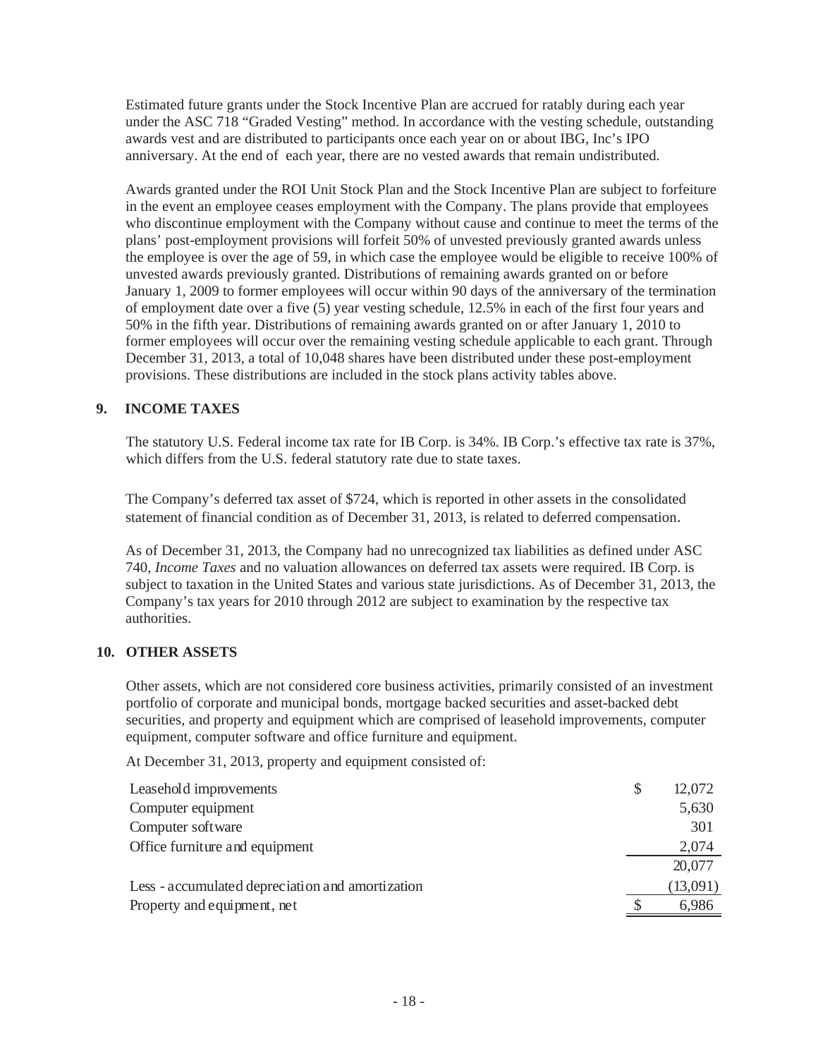Estimated future grants under the Stock Incentive Plan are accrued for ratably during each year under the ASC 718 "Graded Vesting" method. In accordance with the vesting schedule, outstanding awards vest and are distributed to participants once each year on or about IBG, Inc's IPO anniversary. At the end of each year, there are no vested awards that remain undistributed.

Awards granted under the ROI Unit Stock Plan and the Stock Incentive Plan are subject to forfeiture in the event an employee ceases employment with the Company. The plans provide that employees who discontinue employment with the Company without cause and continue to meet the terms of the plans' post-employment provisions will forfeit 50% of unvested previously granted awards unless the employee is over the age of 59, in which case the employee would be eligible to receive 100% of unvested awards previously granted. Distributions of remaining awards granted on or before January 1, 2009 to former employees will occur within 90 days of the anniversary of the termination of employment date over a five (5) year vesting schedule, 12.5% in each of the first four years and 50% in the fifth year. Distributions of remaining awards granted on or after January 1, 2010 to former employees will occur over the remaining vesting schedule applicable to each grant. Through December 31, 2013, a total of 10,048 shares have been distributed under these post-employment provisions. These distributions are included in the stock plans activity tables above.

## 9. INCOME TAXES

The statutory U.S. Federal income tax rate for IB Corp. is 34%. IB Corp.'s effective tax rate is 37%, which differs from the U.S. federal statutory rate due to state taxes.

The Company's deferred tax asset of $724, which is reported in other assets in the consolidated statement of financial condition as of December 31, 2013, is related to deferred compensation.

As of December 31, 2013, the Company had no unrecognized tax liabilities as defined under ASC 740, *Income Taxes* and no valuation allowances on deferred tax assets were required. IB Corp. is subject to taxation in the United States and various state jurisdictions. As of December 31, 2013, the Company's tax years for 2010 through 2012 are subject to examination by the respective tax authorities.

## 10. OTHER ASSETS

Other assets, which are not considered core business activities, primarily consisted of an investment portfolio of corporate and municipal bonds, mortgage backed securities and asset-backed debt securities, and property and equipment which are comprised of leasehold improvements, computer equipment, computer software and office furniture and equipment.

At December 31, 2013, property and equipment consisted of:

| | |
|---|---|
| Leasehold improvements | $ 12,072 |
| Computer equipment | 5,630 |
| Computer software | 301 |
| Office furniture and equipment | 2,074 |
| | 20,077 |
| Less - accumulated depreciation and amortization | (13,091) |
| Property and equipment, net | $ 6,986 |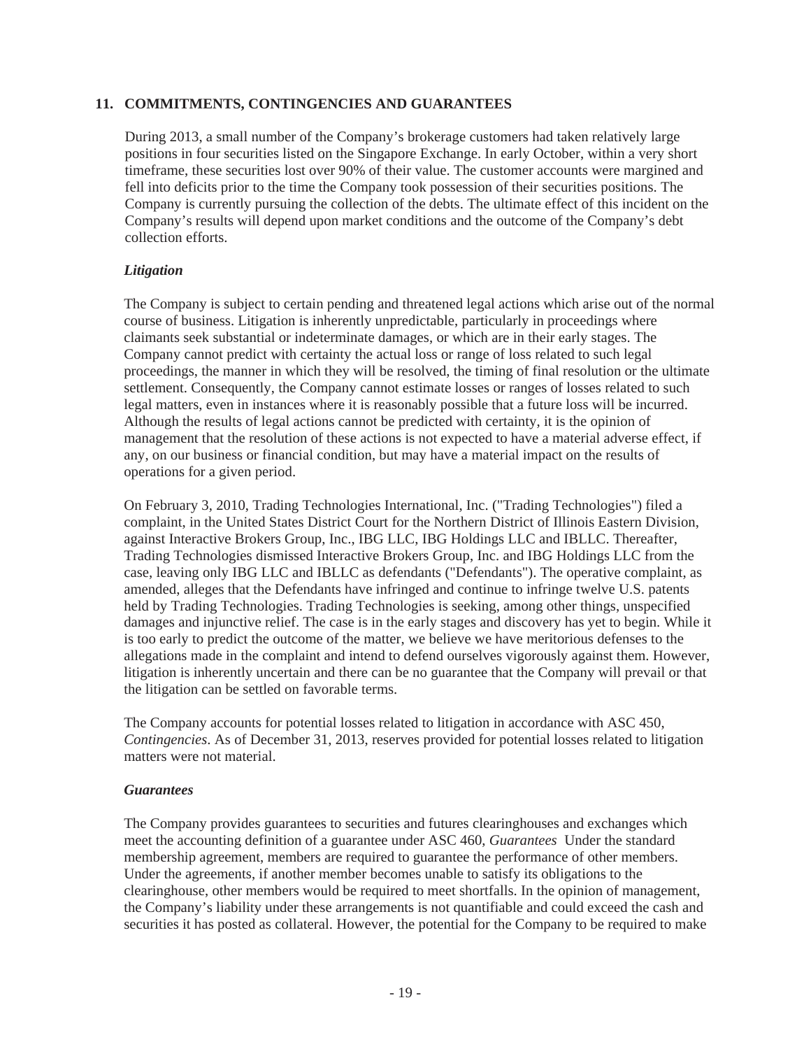## 11. COMMITMENTS, CONTINGENCIES AND GUARANTEES

During 2013, a small number of the Company's brokerage customers had taken relatively large positions in four securities listed on the Singapore Exchange. In early October, within a very short timeframe, these securities lost over 90% of their value. The customer accounts were margined and fell into deficits prior to the time the Company took possession of their securities positions. The Company is currently pursuing the collection of the debts. The ultimate effect of this incident on the Company's results will depend upon market conditions and the outcome of the Company's debt collection efforts.

### *Litigation*

The Company is subject to certain pending and threatened legal actions which arise out of the normal course of business. Litigation is inherently unpredictable, particularly in proceedings where claimants seek substantial or indeterminate damages, or which are in their early stages. The Company cannot predict with certainty the actual loss or range of loss related to such legal proceedings, the manner in which they will be resolved, the timing of final resolution or the ultimate settlement. Consequently, the Company cannot estimate losses or ranges of losses related to such legal matters, even in instances where it is reasonably possible that a future loss will be incurred. Although the results of legal actions cannot be predicted with certainty, it is the opinion of management that the resolution of these actions is not expected to have a material adverse effect, if any, on our business or financial condition, but may have a material impact on the results of operations for a given period.

On February 3, 2010, Trading Technologies International, Inc. ("Trading Technologies") filed a complaint, in the United States District Court for the Northern District of Illinois Eastern Division, against Interactive Brokers Group, Inc., IBG LLC, IBG Holdings LLC and IBLLC. Thereafter, Trading Technologies dismissed Interactive Brokers Group, Inc. and IBG Holdings LLC from the case, leaving only IBG LLC and IBLLC as defendants ("Defendants"). The operative complaint, as amended, alleges that the Defendants have infringed and continue to infringe twelve U.S. patents held by Trading Technologies. Trading Technologies is seeking, among other things, unspecified damages and injunctive relief. The case is in the early stages and discovery has yet to begin. While it is too early to predict the outcome of the matter, we believe we have meritorious defenses to the allegations made in the complaint and intend to defend ourselves vigorously against them. However, litigation is inherently uncertain and there can be no guarantee that the Company will prevail or that the litigation can be settled on favorable terms.

The Company accounts for potential losses related to litigation in accordance with ASC 450, *Contingencies*. As of December 31, 2013, reserves provided for potential losses related to litigation matters were not material.

### *Guarantees*

The Company provides guarantees to securities and futures clearinghouses and exchanges which meet the accounting definition of a guarantee under ASC 460, *Guarantees* Under the standard membership agreement, members are required to guarantee the performance of other members. Under the agreements, if another member becomes unable to satisfy its obligations to the clearinghouse, other members would be required to meet shortfalls. In the opinion of management, the Company's liability under these arrangements is not quantifiable and could exceed the cash and securities it has posted as collateral. However, the potential for the Company to be required to make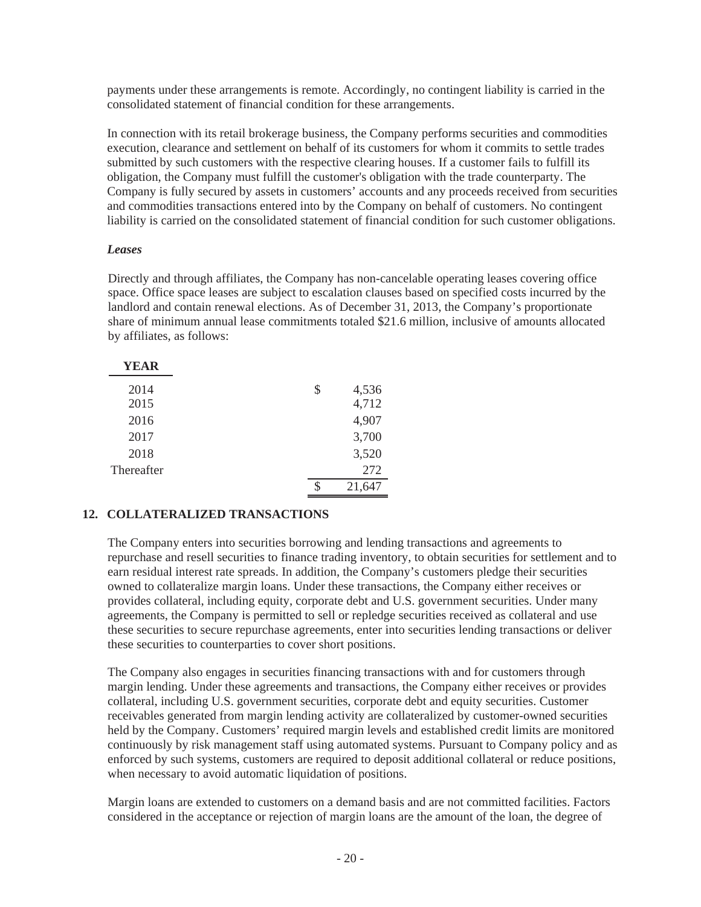payments under these arrangements is remote. Accordingly, no contingent liability is carried in the consolidated statement of financial condition for these arrangements.

In connection with its retail brokerage business, the Company performs securities and commodities execution, clearance and settlement on behalf of its customers for whom it commits to settle trades submitted by such customers with the respective clearing houses. If a customer fails to fulfill its obligation, the Company must fulfill the customer's obligation with the trade counterparty. The Company is fully secured by assets in customers' accounts and any proceeds received from securities and commodities transactions entered into by the Company on behalf of customers. No contingent liability is carried on the consolidated statement of financial condition for such customer obligations.

***Leases***

Directly and through affiliates, the Company has non-cancelable operating leases covering office space. Office space leases are subject to escalation clauses based on specified costs incurred by the landlord and contain renewal elections. As of December 31, 2013, the Company's proportionate share of minimum annual lease commitments totaled $21.6 million, inclusive of amounts allocated by affiliates, as follows:

| YEAR | |
|---|---|
| 2014 | $ 4,536 |
| 2015 | 4,712 |
| 2016 | 4,907 |
| 2017 | 3,700 |
| 2018 | 3,520 |
| Thereafter | 272 |
| | $ 21,647 |

## 12. COLLATERALIZED TRANSACTIONS

The Company enters into securities borrowing and lending transactions and agreements to repurchase and resell securities to finance trading inventory, to obtain securities for settlement and to earn residual interest rate spreads. In addition, the Company's customers pledge their securities owned to collateralize margin loans. Under these transactions, the Company either receives or provides collateral, including equity, corporate debt and U.S. government securities. Under many agreements, the Company is permitted to sell or repledge securities received as collateral and use these securities to secure repurchase agreements, enter into securities lending transactions or deliver these securities to counterparties to cover short positions.

The Company also engages in securities financing transactions with and for customers through margin lending. Under these agreements and transactions, the Company either receives or provides collateral, including U.S. government securities, corporate debt and equity securities. Customer receivables generated from margin lending activity are collateralized by customer-owned securities held by the Company. Customers' required margin levels and established credit limits are monitored continuously by risk management staff using automated systems. Pursuant to Company policy and as enforced by such systems, customers are required to deposit additional collateral or reduce positions, when necessary to avoid automatic liquidation of positions.

Margin loans are extended to customers on a demand basis and are not committed facilities. Factors considered in the acceptance or rejection of margin loans are the amount of the loan, the degree of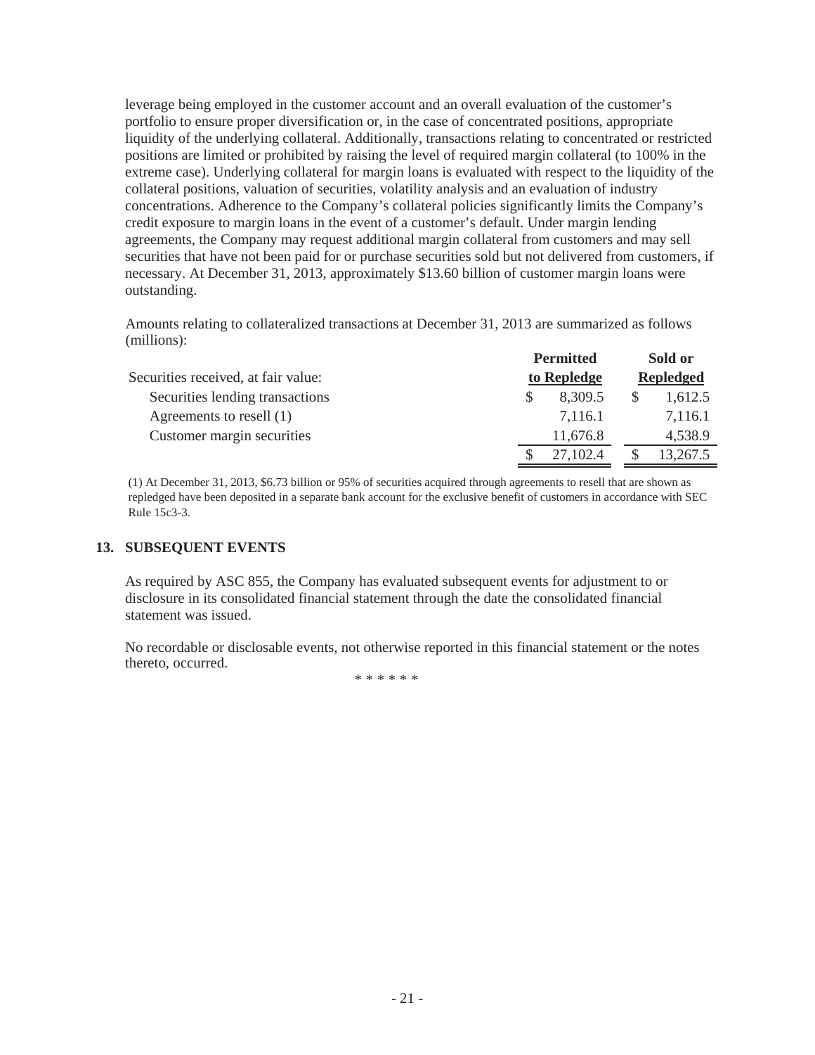leverage being employed in the customer account and an overall evaluation of the customer's portfolio to ensure proper diversification or, in the case of concentrated positions, appropriate liquidity of the underlying collateral. Additionally, transactions relating to concentrated or restricted positions are limited or prohibited by raising the level of required margin collateral (to 100% in the extreme case). Underlying collateral for margin loans is evaluated with respect to the liquidity of the collateral positions, valuation of securities, volatility analysis and an evaluation of industry concentrations. Adherence to the Company's collateral policies significantly limits the Company's credit exposure to margin loans in the event of a customer's default. Under margin lending agreements, the Company may request additional margin collateral from customers and may sell securities that have not been paid for or purchase securities sold but not delivered from customers, if necessary. At December 31, 2013, approximately $13.60 billion of customer margin loans were outstanding.

Amounts relating to collateralized transactions at December 31, 2013 are summarized as follows (millions):

| Securities received, at fair value: | Permitted to Repledge | Sold or Repledged |
|---|---|---|
| Securities lending transactions | $ 8,309.5 | $ 1,612.5 |
| Agreements to resell (1) | 7,116.1 | 7,116.1 |
| Customer margin securities | 11,676.8 | 4,538.9 |
| | $ 27,102.4 | $ 13,267.5 |

(1) At December 31, 2013, $6.73 billion or 95% of securities acquired through agreements to resell that are shown as repledged have been deposited in a separate bank account for the exclusive benefit of customers in accordance with SEC Rule 15c3-3.

## 13. SUBSEQUENT EVENTS

As required by ASC 855, the Company has evaluated subsequent events for adjustment to or disclosure in its consolidated financial statement through the date the consolidated financial statement was issued.

No recordable or disclosable events, not otherwise reported in this financial statement or the notes thereto, occurred.

* * * * * *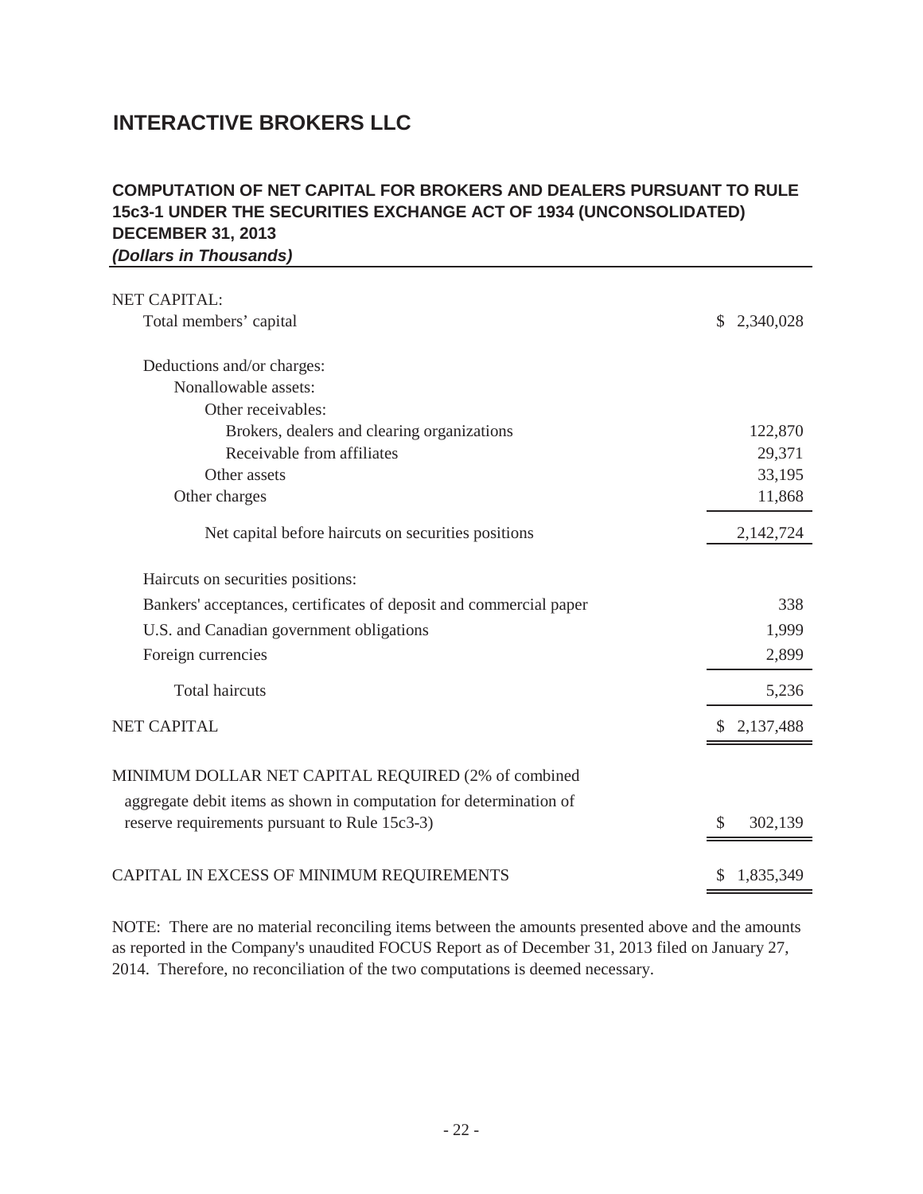# INTERACTIVE BROKERS LLC

## COMPUTATION OF NET CAPITAL FOR BROKERS AND DEALERS PURSUANT TO RULE 15c3-1 UNDER THE SECURITIES EXCHANGE ACT OF 1934 (UNCONSOLIDATED)
## DECEMBER 31, 2013
***(Dollars in Thousands)***

| | |
|---|---|
| NET CAPITAL: | |
| Total members' capital | $ 2,340,028 |
| Deductions and/or charges: | |
| Nonallowable assets: | |
| Other receivables: | |
| Brokers, dealers and clearing organizations | 122,870 |
| Receivable from affiliates | 29,371 |
| Other assets | 33,195 |
| Other charges | 11,868 |
| Net capital before haircuts on securities positions | 2,142,724 |
| Haircuts on securities positions: | |
| Bankers' acceptances, certificates of deposit and commercial paper | 338 |
| U.S. and Canadian government obligations | 1,999 |
| Foreign currencies | 2,899 |
| Total haircuts | 5,236 |
| NET CAPITAL | $ 2,137,488 |
| MINIMUM DOLLAR NET CAPITAL REQUIRED (2% of combined aggregate debit items as shown in computation for determination of reserve requirements pursuant to Rule 15c3-3) | $ 302,139 |
| CAPITAL IN EXCESS OF MINIMUM REQUIREMENTS | $ 1,835,349 |

NOTE: There are no material reconciling items between the amounts presented above and the amounts as reported in the Company's unaudited FOCUS Report as of December 31, 2013 filed on January 27, 2014. Therefore, no reconciliation of the two computations is deemed necessary.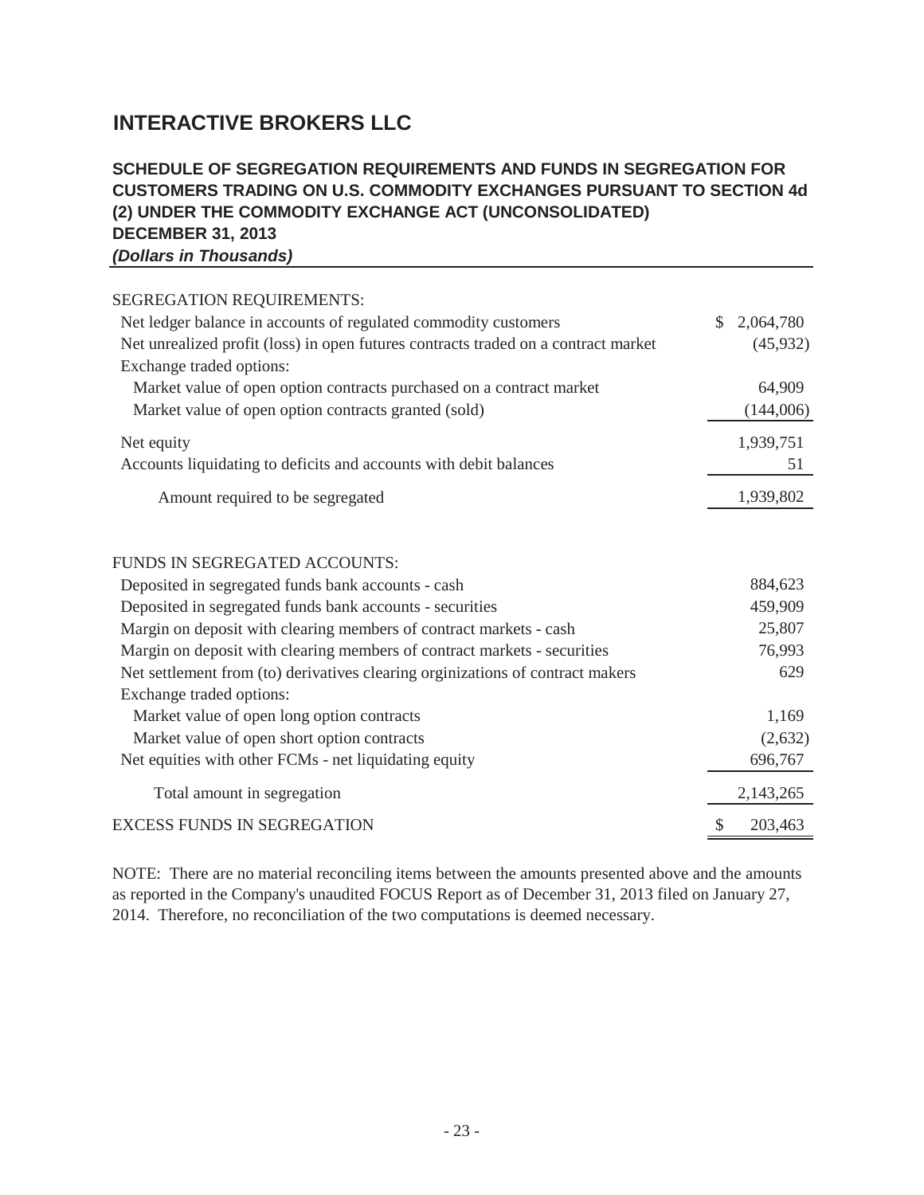# INTERACTIVE BROKERS LLC

## SCHEDULE OF SEGREGATION REQUIREMENTS AND FUNDS IN SEGREGATION FOR CUSTOMERS TRADING ON U.S. COMMODITY EXCHANGES PURSUANT TO SECTION 4d (2) UNDER THE COMMODITY EXCHANGE ACT (UNCONSOLIDATED)
## DECEMBER 31, 2013
***(Dollars in Thousands)***

| | |
|---|---|
| SEGREGATION REQUIREMENTS: | |
| Net ledger balance in accounts of regulated commodity customers | $ 2,064,780 |
| Net unrealized profit (loss) in open futures contracts traded on a contract market | (45,932) |
| Exchange traded options: | |
| Market value of open option contracts purchased on a contract market | 64,909 |
| Market value of open option contracts granted (sold) | (144,006) |
| Net equity | 1,939,751 |
| Accounts liquidating to deficits and accounts with debit balances | 51 |
| Amount required to be segregated | 1,939,802 |
| | |
| FUNDS IN SEGREGATED ACCOUNTS: | |
| Deposited in segregated funds bank accounts - cash | 884,623 |
| Deposited in segregated funds bank accounts - securities | 459,909 |
| Margin on deposit with clearing members of contract markets - cash | 25,807 |
| Margin on deposit with clearing members of contract markets - securities | 76,993 |
| Net settlement from (to) derivatives clearing orginizations of contract makers | 629 |
| Exchange traded options: | |
| Market value of open long option contracts | 1,169 |
| Market value of open short option contracts | (2,632) |
| Net equities with other FCMs - net liquidating equity | 696,767 |
| Total amount in segregation | 2,143,265 |
| EXCESS FUNDS IN SEGREGATION | $ 203,463 |

NOTE: There are no material reconciling items between the amounts presented above and the amounts as reported in the Company's unaudited FOCUS Report as of December 31, 2013 filed on January 27, 2014. Therefore, no reconciliation of the two computations is deemed necessary.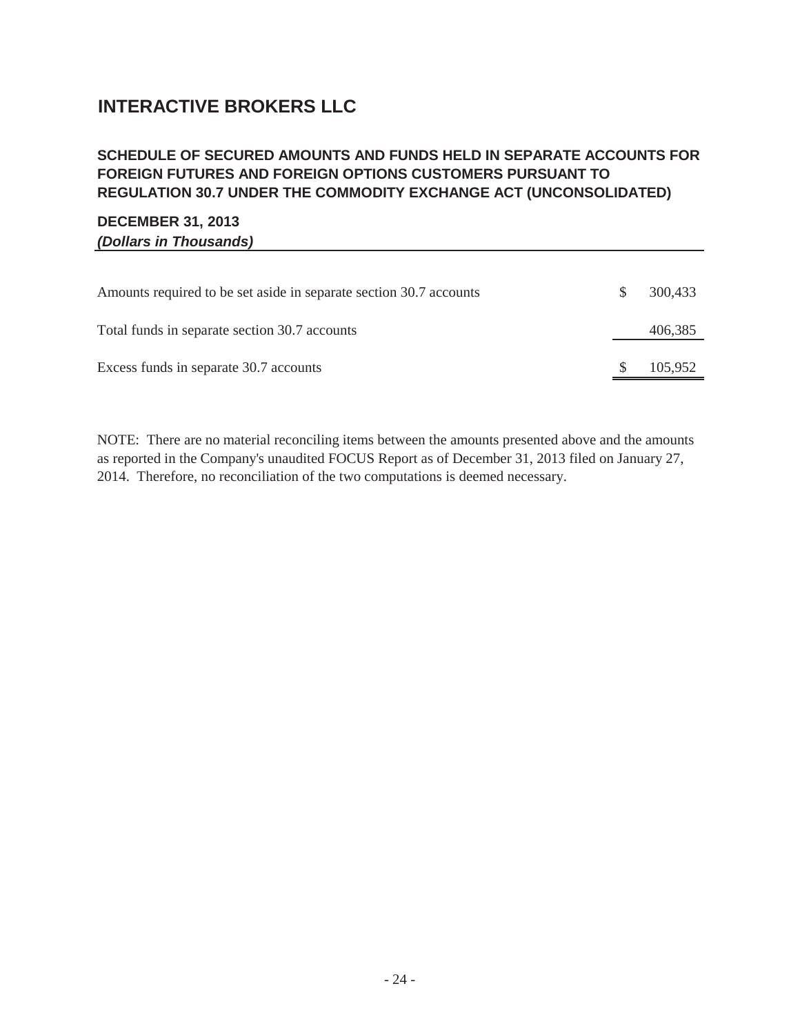# INTERACTIVE BROKERS LLC

## SCHEDULE OF SECURED AMOUNTS AND FUNDS HELD IN SEPARATE ACCOUNTS FOR FOREIGN FUTURES AND FOREIGN OPTIONS CUSTOMERS PURSUANT TO REGULATION 30.7 UNDER THE COMMODITY EXCHANGE ACT (UNCONSOLIDATED)

**DECEMBER 31, 2013**
***(Dollars in Thousands)***

| | | |
|---|---|---|
| Amounts required to be set aside in separate section 30.7 accounts | $ | 300,433 |
| Total funds in separate section 30.7 accounts | | 406,385 |
| Excess funds in separate 30.7 accounts | $ | 105,952 |

NOTE: There are no material reconciling items between the amounts presented above and the amounts as reported in the Company's unaudited FOCUS Report as of December 31, 2013 filed on January 27, 2014. Therefore, no reconciliation of the two computations is deemed necessary.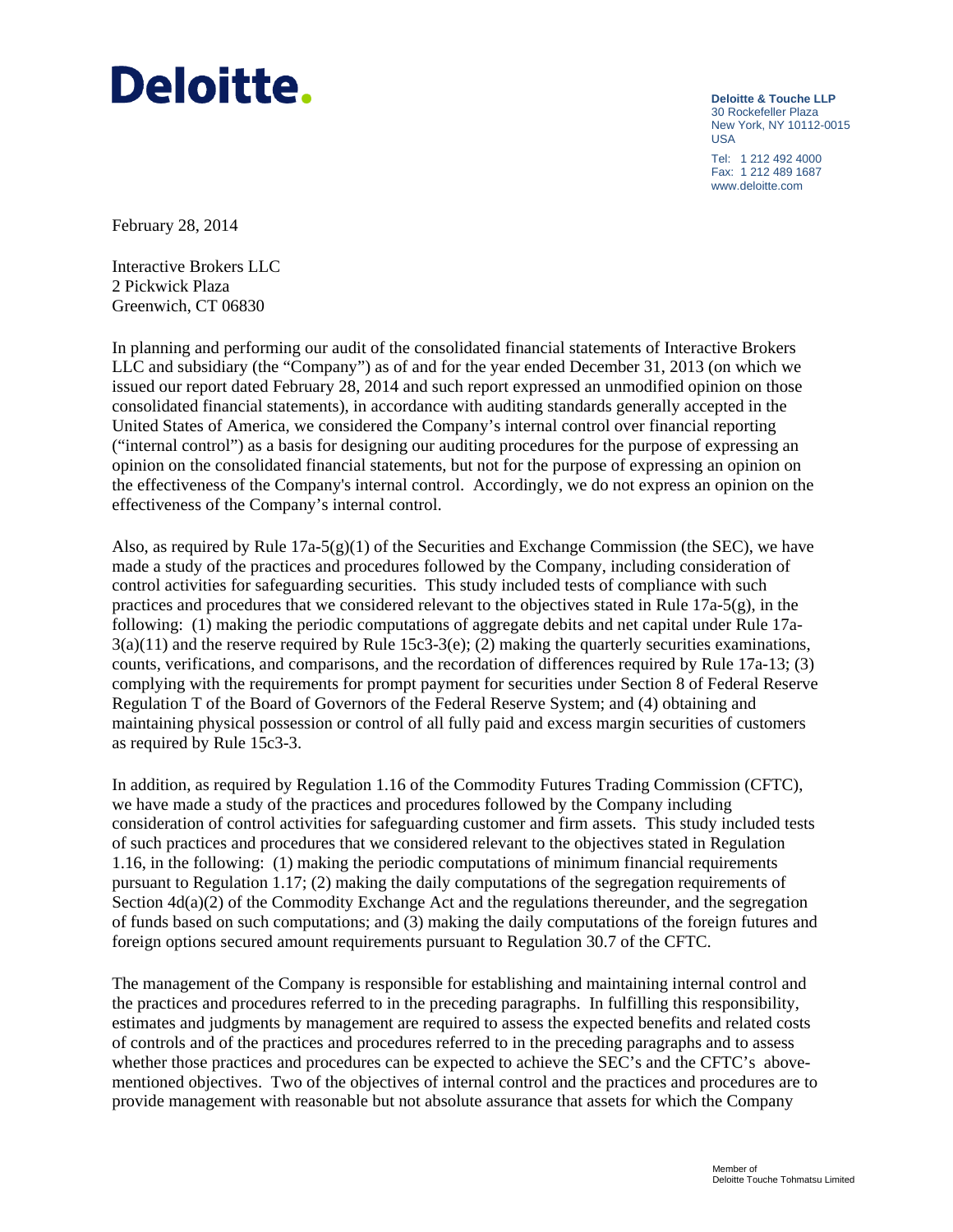**Deloitte.**

**Deloitte & Touche LLP**
30 Rockefeller Plaza
New York, NY 10112-0015
USA

Tel: 1 212 492 4000
Fax: 1 212 489 1687
www.deloitte.com

February 28, 2014

Interactive Brokers LLC
2 Pickwick Plaza
Greenwich, CT 06830

In planning and performing our audit of the consolidated financial statements of Interactive Brokers LLC and subsidiary (the "Company") as of and for the year ended December 31, 2013 (on which we issued our report dated February 28, 2014 and such report expressed an unmodified opinion on those consolidated financial statements), in accordance with auditing standards generally accepted in the United States of America, we considered the Company's internal control over financial reporting ("internal control") as a basis for designing our auditing procedures for the purpose of expressing an opinion on the consolidated financial statements, but not for the purpose of expressing an opinion on the effectiveness of the Company's internal control. Accordingly, we do not express an opinion on the effectiveness of the Company's internal control.

Also, as required by Rule 17a-5(g)(1) of the Securities and Exchange Commission (the SEC), we have made a study of the practices and procedures followed by the Company, including consideration of control activities for safeguarding securities. This study included tests of compliance with such practices and procedures that we considered relevant to the objectives stated in Rule 17a-5(g), in the following: (1) making the periodic computations of aggregate debits and net capital under Rule 17a-3(a)(11) and the reserve required by Rule 15c3-3(e); (2) making the quarterly securities examinations, counts, verifications, and comparisons, and the recordation of differences required by Rule 17a-13; (3) complying with the requirements for prompt payment for securities under Section 8 of Federal Reserve Regulation T of the Board of Governors of the Federal Reserve System; and (4) obtaining and maintaining physical possession or control of all fully paid and excess margin securities of customers as required by Rule 15c3-3.

In addition, as required by Regulation 1.16 of the Commodity Futures Trading Commission (CFTC), we have made a study of the practices and procedures followed by the Company including consideration of control activities for safeguarding customer and firm assets. This study included tests of such practices and procedures that we considered relevant to the objectives stated in Regulation 1.16, in the following: (1) making the periodic computations of minimum financial requirements pursuant to Regulation 1.17; (2) making the daily computations of the segregation requirements of Section 4d(a)(2) of the Commodity Exchange Act and the regulations thereunder, and the segregation of funds based on such computations; and (3) making the daily computations of the foreign futures and foreign options secured amount requirements pursuant to Regulation 30.7 of the CFTC.

The management of the Company is responsible for establishing and maintaining internal control and the practices and procedures referred to in the preceding paragraphs. In fulfilling this responsibility, estimates and judgments by management are required to assess the expected benefits and related costs of controls and of the practices and procedures referred to in the preceding paragraphs and to assess whether those practices and procedures can be expected to achieve the SEC's and the CFTC's above-mentioned objectives. Two of the objectives of internal control and the practices and procedures are to provide management with reasonable but not absolute assurance that assets for which the Company

Member of
Deloitte Touche Tohmatsu Limited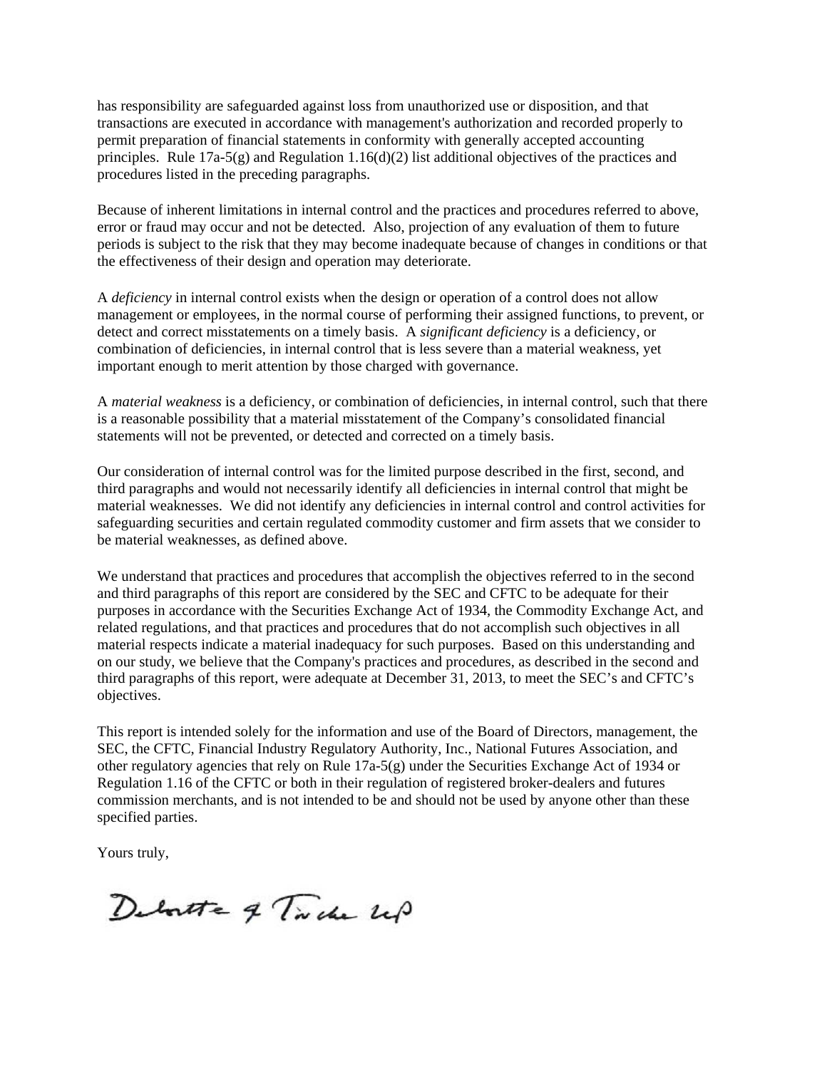has responsibility are safeguarded against loss from unauthorized use or disposition, and that transactions are executed in accordance with management's authorization and recorded properly to permit preparation of financial statements in conformity with generally accepted accounting principles. Rule 17a-5(g) and Regulation 1.16(d)(2) list additional objectives of the practices and procedures listed in the preceding paragraphs.

Because of inherent limitations in internal control and the practices and procedures referred to above, error or fraud may occur and not be detected. Also, projection of any evaluation of them to future periods is subject to the risk that they may become inadequate because of changes in conditions or that the effectiveness of their design and operation may deteriorate.

A *deficiency* in internal control exists when the design or operation of a control does not allow management or employees, in the normal course of performing their assigned functions, to prevent, or detect and correct misstatements on a timely basis. A *significant deficiency* is a deficiency, or combination of deficiencies, in internal control that is less severe than a material weakness, yet important enough to merit attention by those charged with governance.

A *material weakness* is a deficiency, or combination of deficiencies, in internal control, such that there is a reasonable possibility that a material misstatement of the Company's consolidated financial statements will not be prevented, or detected and corrected on a timely basis.

Our consideration of internal control was for the limited purpose described in the first, second, and third paragraphs and would not necessarily identify all deficiencies in internal control that might be material weaknesses. We did not identify any deficiencies in internal control and control activities for safeguarding securities and certain regulated commodity customer and firm assets that we consider to be material weaknesses, as defined above.

We understand that practices and procedures that accomplish the objectives referred to in the second and third paragraphs of this report are considered by the SEC and CFTC to be adequate for their purposes in accordance with the Securities Exchange Act of 1934, the Commodity Exchange Act, and related regulations, and that practices and procedures that do not accomplish such objectives in all material respects indicate a material inadequacy for such purposes. Based on this understanding and on our study, we believe that the Company's practices and procedures, as described in the second and third paragraphs of this report, were adequate at December 31, 2013, to meet the SEC's and CFTC's objectives.

This report is intended solely for the information and use of the Board of Directors, management, the SEC, the CFTC, Financial Industry Regulatory Authority, Inc., National Futures Association, and other regulatory agencies that rely on Rule 17a-5(g) under the Securities Exchange Act of 1934 or Regulation 1.16 of the CFTC or both in their regulation of registered broker-dealers and futures commission merchants, and is not intended to be and should not be used by anyone other than these specified parties.

Yours truly,

Deloitte & Touche LLP